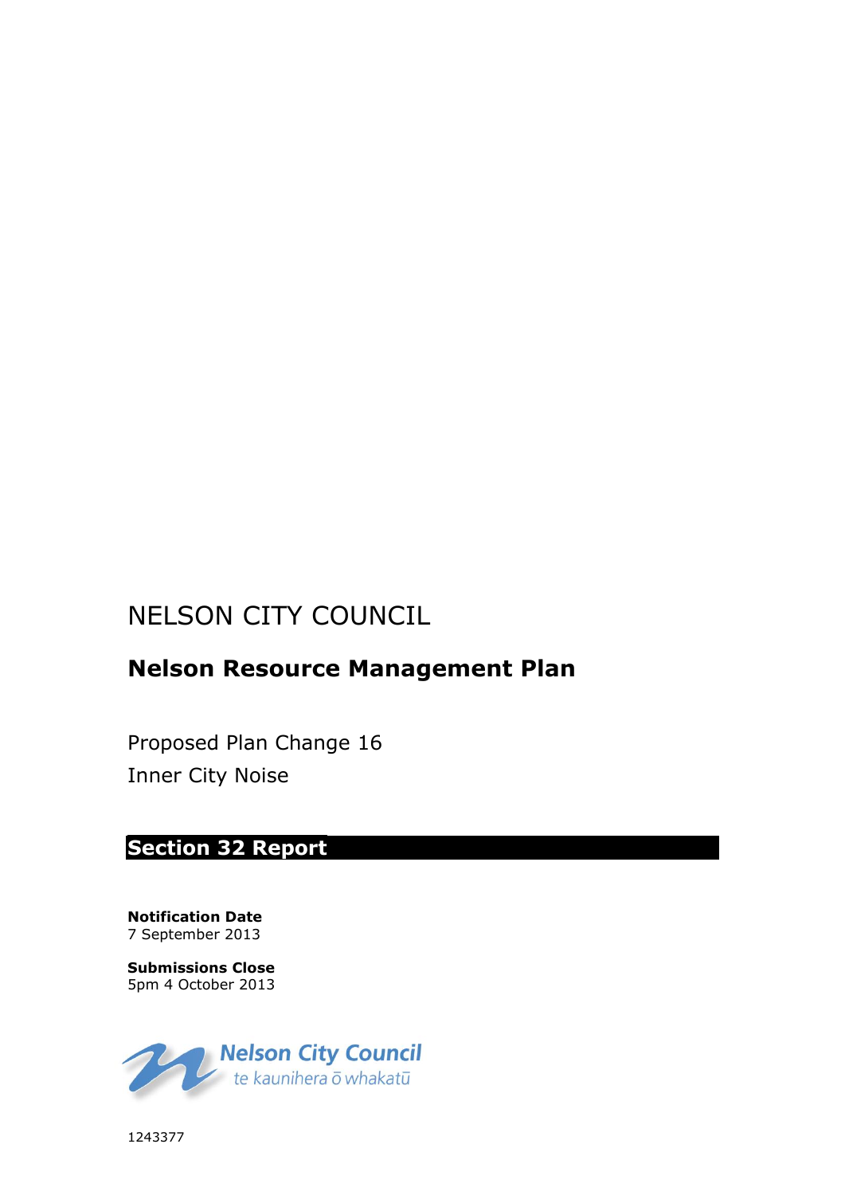# NELSON CITY COUNCIL

## Nelson Resource Management Plan

Proposed Plan Change 16

Inner City Noise

## Section 32 Report

**Notification Date**
7 September 2013

**Submissions Close**
5pm 4 October 2013

Nelson City Council
te kaunihera ō whakatū

1243377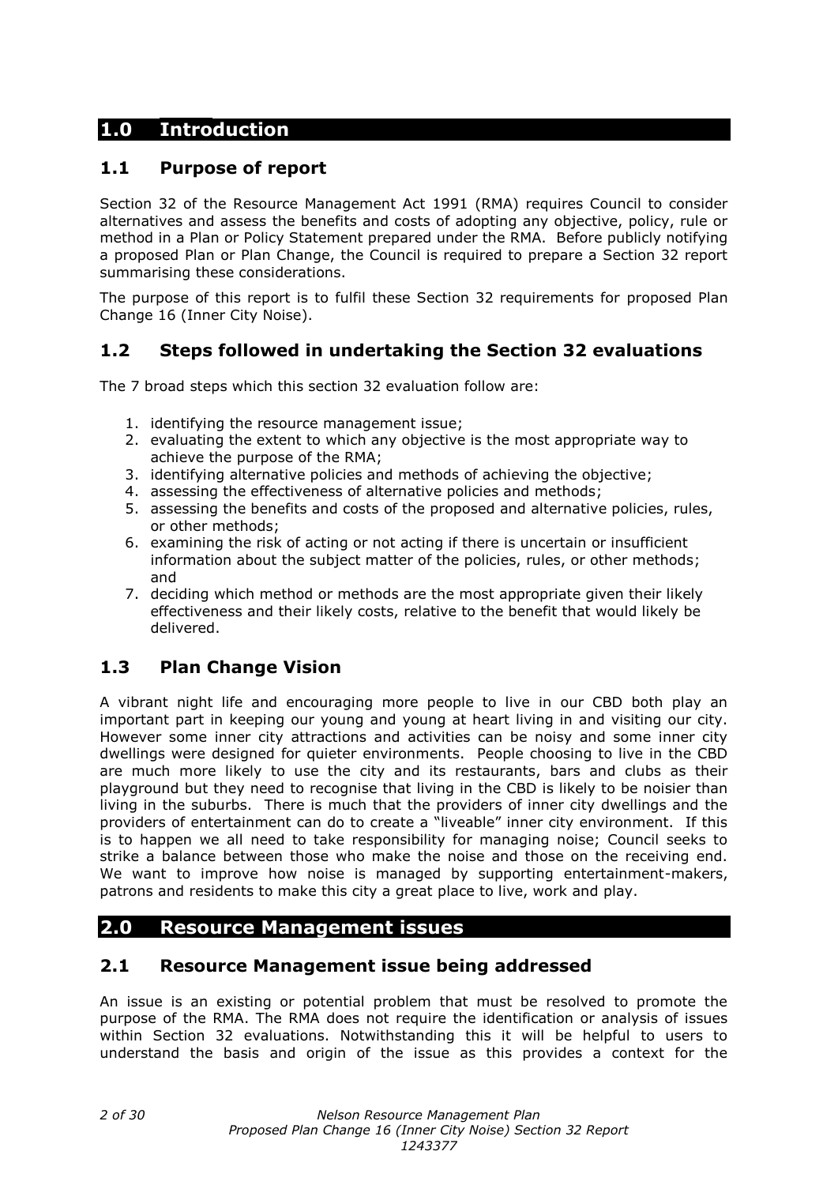# 1.0 Introduction

## 1.1 Purpose of report

Section 32 of the Resource Management Act 1991 (RMA) requires Council to consider alternatives and assess the benefits and costs of adopting any objective, policy, rule or method in a Plan or Policy Statement prepared under the RMA. Before publicly notifying a proposed Plan or Plan Change, the Council is required to prepare a Section 32 report summarising these considerations.

The purpose of this report is to fulfil these Section 32 requirements for proposed Plan Change 16 (Inner City Noise).

## 1.2 Steps followed in undertaking the Section 32 evaluations

The 7 broad steps which this section 32 evaluation follow are:

1. identifying the resource management issue;
2. evaluating the extent to which any objective is the most appropriate way to achieve the purpose of the RMA;
3. identifying alternative policies and methods of achieving the objective;
4. assessing the effectiveness of alternative policies and methods;
5. assessing the benefits and costs of the proposed and alternative policies, rules, or other methods;
6. examining the risk of acting or not acting if there is uncertain or insufficient information about the subject matter of the policies, rules, or other methods; and
7. deciding which method or methods are the most appropriate given their likely effectiveness and their likely costs, relative to the benefit that would likely be delivered.

## 1.3 Plan Change Vision

A vibrant night life and encouraging more people to live in our CBD both play an important part in keeping our young and young at heart living in and visiting our city. However some inner city attractions and activities can be noisy and some inner city dwellings were designed for quieter environments. People choosing to live in the CBD are much more likely to use the city and its restaurants, bars and clubs as their playground but they need to recognise that living in the CBD is likely to be noisier than living in the suburbs. There is much that the providers of inner city dwellings and the providers of entertainment can do to create a "liveable" inner city environment. If this is to happen we all need to take responsibility for managing noise; Council seeks to strike a balance between those who make the noise and those on the receiving end. We want to improve how noise is managed by supporting entertainment-makers, patrons and residents to make this city a great place to live, work and play.

# 2.0 Resource Management issues

## 2.1 Resource Management issue being addressed

An issue is an existing or potential problem that must be resolved to promote the purpose of the RMA. The RMA does not require the identification or analysis of issues within Section 32 evaluations. Notwithstanding this it will be helpful to users to understand the basis and origin of the issue as this provides a context for the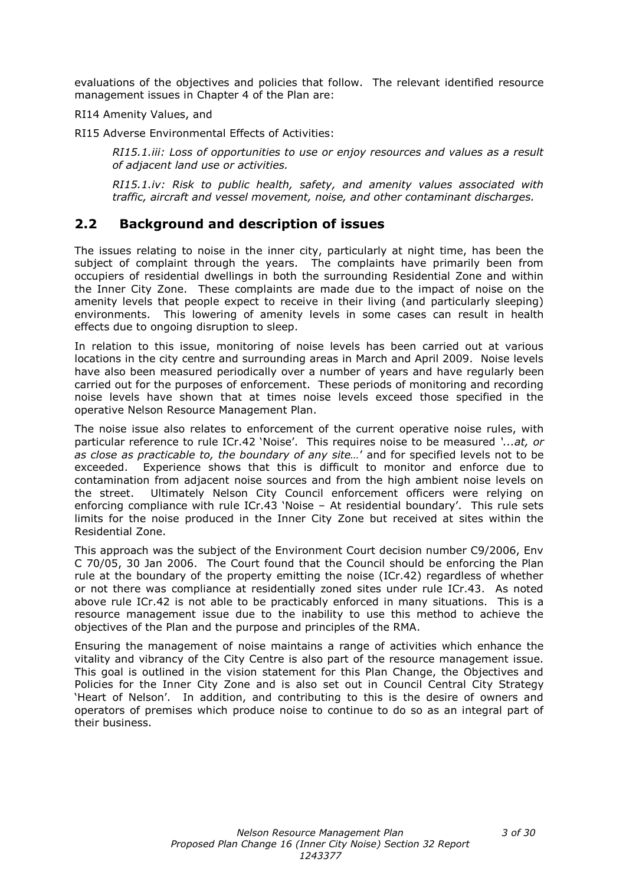evaluations of the objectives and policies that follow. The relevant identified resource management issues in Chapter 4 of the Plan are:

RI14 Amenity Values, and

RI15 Adverse Environmental Effects of Activities:

> *RI15.1.iii: Loss of opportunities to use or enjoy resources and values as a result of adjacent land use or activities.*
>
> *RI15.1.iv: Risk to public health, safety, and amenity values associated with traffic, aircraft and vessel movement, noise, and other contaminant discharges.*

## 2.2 Background and description of issues

The issues relating to noise in the inner city, particularly at night time, has been the subject of complaint through the years. The complaints have primarily been from occupiers of residential dwellings in both the surrounding Residential Zone and within the Inner City Zone. These complaints are made due to the impact of noise on the amenity levels that people expect to receive in their living (and particularly sleeping) environments. This lowering of amenity levels in some cases can result in health effects due to ongoing disruption to sleep.

In relation to this issue, monitoring of noise levels has been carried out at various locations in the city centre and surrounding areas in March and April 2009. Noise levels have also been measured periodically over a number of years and have regularly been carried out for the purposes of enforcement. These periods of monitoring and recording noise levels have shown that at times noise levels exceed those specified in the operative Nelson Resource Management Plan.

The noise issue also relates to enforcement of the current operative noise rules, with particular reference to rule ICr.42 'Noise'. This requires noise to be measured *'...at, or as close as practicable to, the boundary of any site…'* and for specified levels not to be exceeded. Experience shows that this is difficult to monitor and enforce due to contamination from adjacent noise sources and from the high ambient noise levels on the street. Ultimately Nelson City Council enforcement officers were relying on enforcing compliance with rule ICr.43 'Noise – At residential boundary'. This rule sets limits for the noise produced in the Inner City Zone but received at sites within the Residential Zone.

This approach was the subject of the Environment Court decision number C9/2006, Env C 70/05, 30 Jan 2006. The Court found that the Council should be enforcing the Plan rule at the boundary of the property emitting the noise (ICr.42) regardless of whether or not there was compliance at residentially zoned sites under rule ICr.43. As noted above rule ICr.42 is not able to be practicably enforced in many situations. This is a resource management issue due to the inability to use this method to achieve the objectives of the Plan and the purpose and principles of the RMA.

Ensuring the management of noise maintains a range of activities which enhance the vitality and vibrancy of the City Centre is also part of the resource management issue. This goal is outlined in the vision statement for this Plan Change, the Objectives and Policies for the Inner City Zone and is also set out in Council Central City Strategy 'Heart of Nelson'. In addition, and contributing to this is the desire of owners and operators of premises which produce noise to continue to do so as an integral part of their business.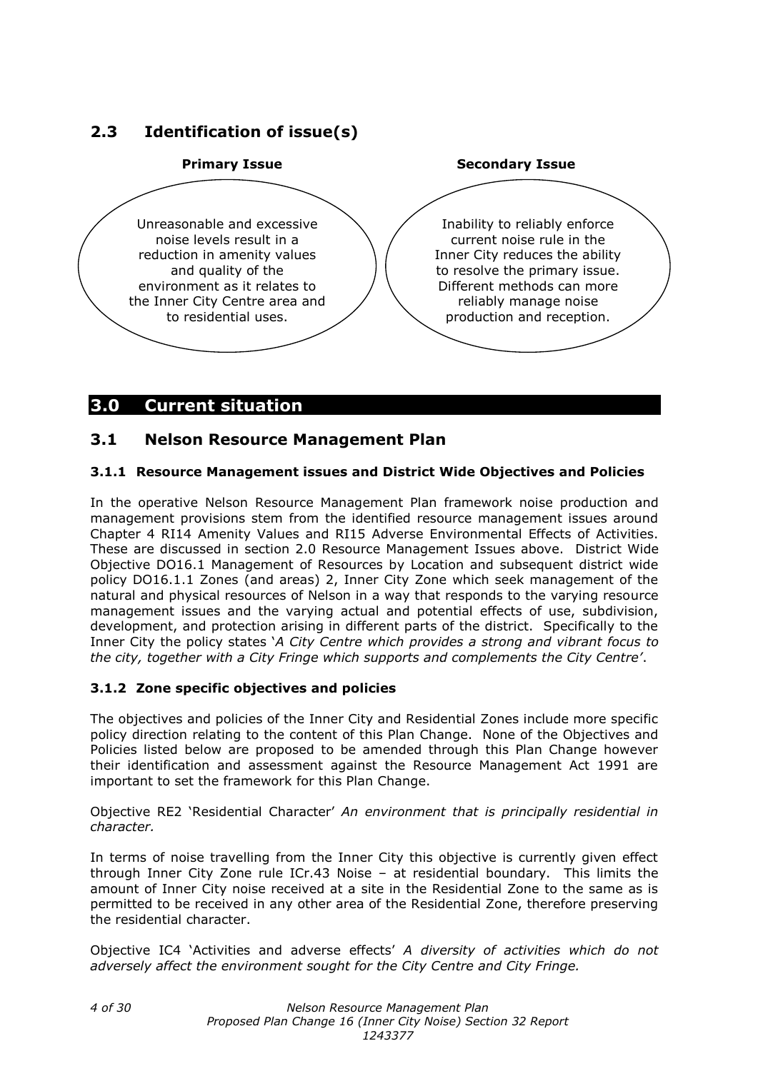## 2.3 Identification of issue(s)

**Primary Issue**

Unreasonable and excessive noise levels result in a reduction in amenity values and quality of the environment as it relates to the Inner City Centre area and to residential uses.

**Secondary Issue**

Inability to reliably enforce current noise rule in the Inner City reduces the ability to resolve the primary issue. Different methods can more reliably manage noise production and reception.

# 3.0 Current situation

## 3.1 Nelson Resource Management Plan

### 3.1.1 Resource Management issues and District Wide Objectives and Policies

In the operative Nelson Resource Management Plan framework noise production and management provisions stem from the identified resource management issues around Chapter 4 RI14 Amenity Values and RI15 Adverse Environmental Effects of Activities. These are discussed in section 2.0 Resource Management Issues above. District Wide Objective DO16.1 Management of Resources by Location and subsequent district wide policy DO16.1.1 Zones (and areas) 2, Inner City Zone which seek management of the natural and physical resources of Nelson in a way that responds to the varying resource management issues and the varying actual and potential effects of use, subdivision, development, and protection arising in different parts of the district. Specifically to the Inner City the policy states '*A City Centre which provides a strong and vibrant focus to the city, together with a City Fringe which supports and complements the City Centre*'.

### 3.1.2 Zone specific objectives and policies

The objectives and policies of the Inner City and Residential Zones include more specific policy direction relating to the content of this Plan Change. None of the Objectives and Policies listed below are proposed to be amended through this Plan Change however their identification and assessment against the Resource Management Act 1991 are important to set the framework for this Plan Change.

Objective RE2 'Residential Character' *An environment that is principally residential in character.*

In terms of noise travelling from the Inner City this objective is currently given effect through Inner City Zone rule ICr.43 Noise – at residential boundary. This limits the amount of Inner City noise received at a site in the Residential Zone to the same as is permitted to be received in any other area of the Residential Zone, therefore preserving the residential character.

Objective IC4 'Activities and adverse effects' *A diversity of activities which do not adversely affect the environment sought for the City Centre and City Fringe.*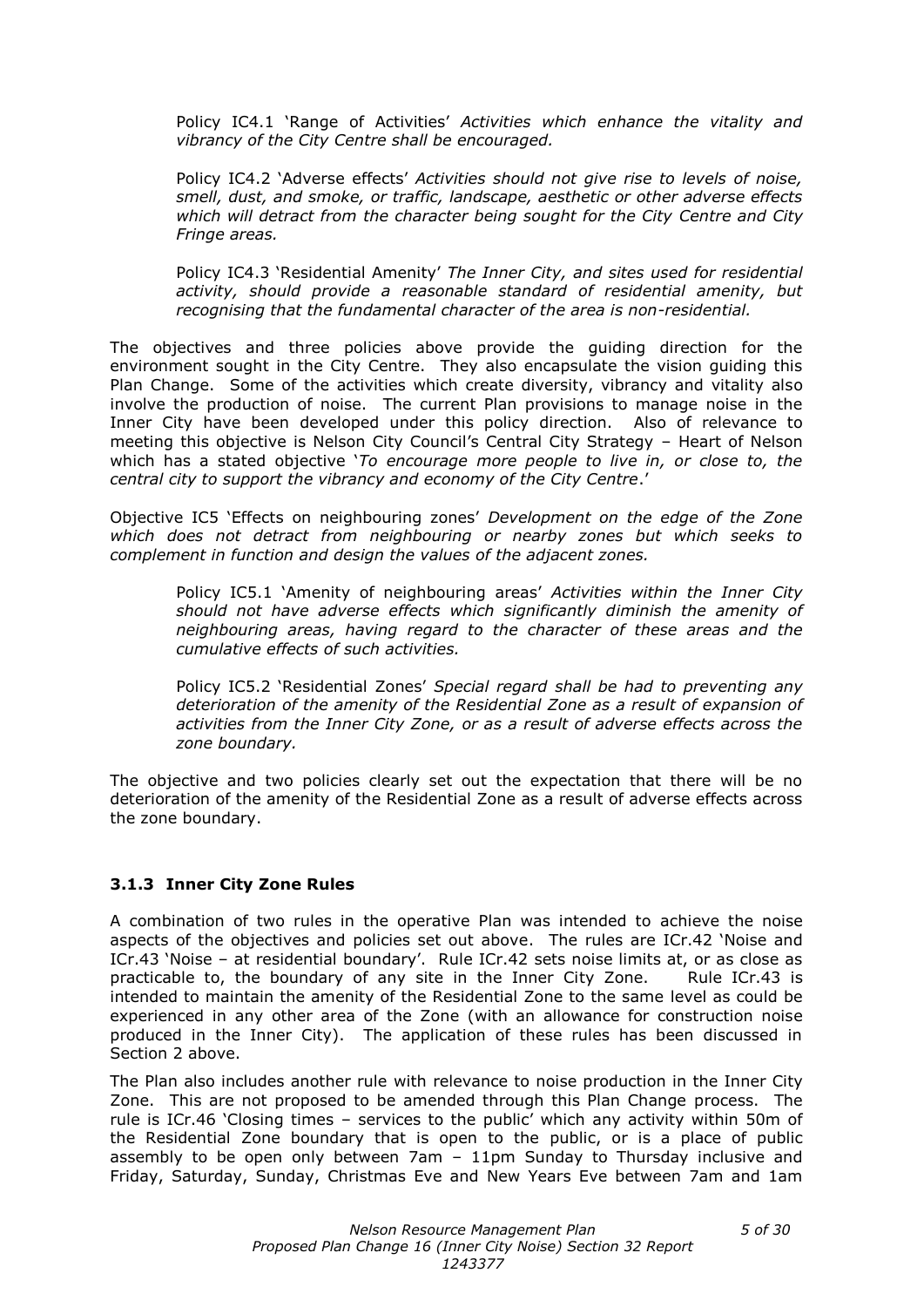> Policy IC4.1 'Range of Activities' *Activities which enhance the vitality and vibrancy of the City Centre shall be encouraged.*
>
> Policy IC4.2 'Adverse effects' *Activities should not give rise to levels of noise, smell, dust, and smoke, or traffic, landscape, aesthetic or other adverse effects which will detract from the character being sought for the City Centre and City Fringe areas.*
>
> Policy IC4.3 'Residential Amenity' *The Inner City, and sites used for residential activity, should provide a reasonable standard of residential amenity, but recognising that the fundamental character of the area is non-residential.*

The objectives and three policies above provide the guiding direction for the environment sought in the City Centre. They also encapsulate the vision guiding this Plan Change. Some of the activities which create diversity, vibrancy and vitality also involve the production of noise. The current Plan provisions to manage noise in the Inner City have been developed under this policy direction. Also of relevance to meeting this objective is Nelson City Council's Central City Strategy – Heart of Nelson which has a stated objective '*To encourage more people to live in, or close to, the central city to support the vibrancy and economy of the City Centre*.'

Objective IC5 'Effects on neighbouring zones' *Development on the edge of the Zone which does not detract from neighbouring or nearby zones but which seeks to complement in function and design the values of the adjacent zones.*

> Policy IC5.1 'Amenity of neighbouring areas' *Activities within the Inner City should not have adverse effects which significantly diminish the amenity of neighbouring areas, having regard to the character of these areas and the cumulative effects of such activities.*
>
> Policy IC5.2 'Residential Zones' *Special regard shall be had to preventing any deterioration of the amenity of the Residential Zone as a result of expansion of activities from the Inner City Zone, or as a result of adverse effects across the zone boundary.*

The objective and two policies clearly set out the expectation that there will be no deterioration of the amenity of the Residential Zone as a result of adverse effects across the zone boundary.

### 3.1.3 Inner City Zone Rules

A combination of two rules in the operative Plan was intended to achieve the noise aspects of the objectives and policies set out above. The rules are ICr.42 'Noise and ICr.43 'Noise – at residential boundary'. Rule ICr.42 sets noise limits at, or as close as practicable to, the boundary of any site in the Inner City Zone. Rule ICr.43 is intended to maintain the amenity of the Residential Zone to the same level as could be experienced in any other area of the Zone (with an allowance for construction noise produced in the Inner City). The application of these rules has been discussed in Section 2 above.

The Plan also includes another rule with relevance to noise production in the Inner City Zone. This are not proposed to be amended through this Plan Change process. The rule is ICr.46 'Closing times – services to the public' which any activity within 50m of the Residential Zone boundary that is open to the public, or is a place of public assembly to be open only between 7am – 11pm Sunday to Thursday inclusive and Friday, Saturday, Sunday, Christmas Eve and New Years Eve between 7am and 1am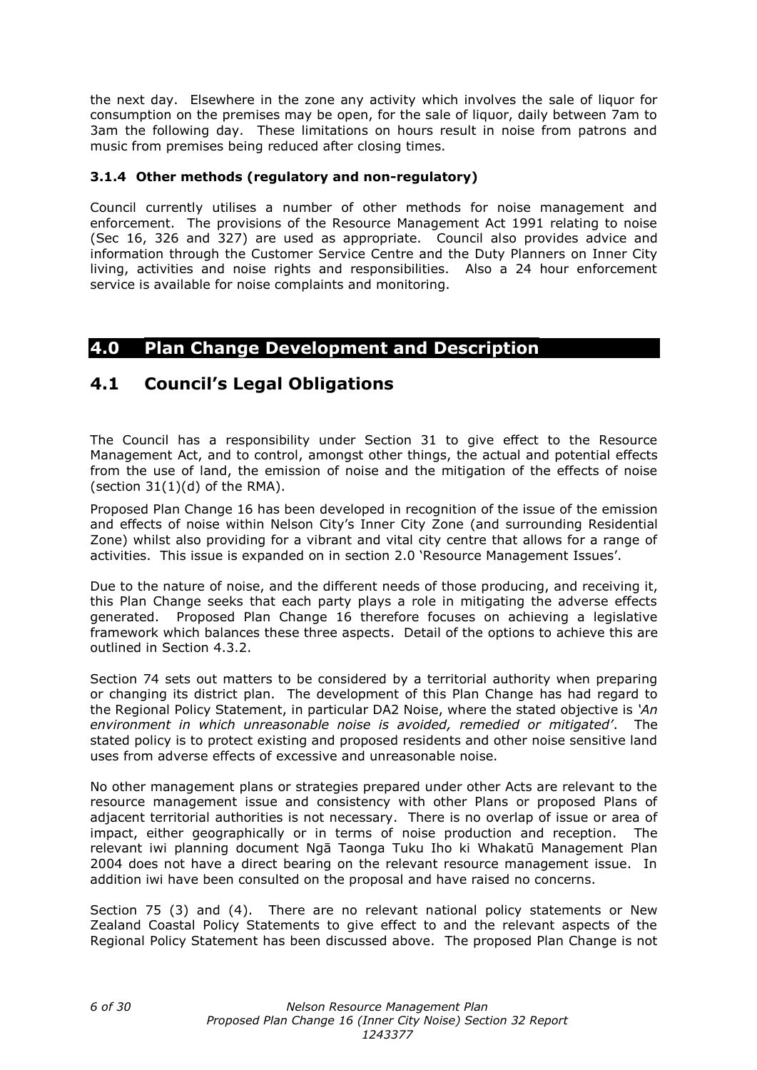the next day. Elsewhere in the zone any activity which involves the sale of liquor for consumption on the premises may be open, for the sale of liquor, daily between 7am to 3am the following day. These limitations on hours result in noise from patrons and music from premises being reduced after closing times.

### 3.1.4 Other methods (regulatory and non-regulatory)

Council currently utilises a number of other methods for noise management and enforcement. The provisions of the Resource Management Act 1991 relating to noise (Sec 16, 326 and 327) are used as appropriate. Council also provides advice and information through the Customer Service Centre and the Duty Planners on Inner City living, activities and noise rights and responsibilities. Also a 24 hour enforcement service is available for noise complaints and monitoring.

# 4.0 Plan Change Development and Description

## 4.1 Council's Legal Obligations

The Council has a responsibility under Section 31 to give effect to the Resource Management Act, and to control, amongst other things, the actual and potential effects from the use of land, the emission of noise and the mitigation of the effects of noise (section 31(1)(d) of the RMA).

Proposed Plan Change 16 has been developed in recognition of the issue of the emission and effects of noise within Nelson City's Inner City Zone (and surrounding Residential Zone) whilst also providing for a vibrant and vital city centre that allows for a range of activities. This issue is expanded on in section 2.0 'Resource Management Issues'.

Due to the nature of noise, and the different needs of those producing, and receiving it, this Plan Change seeks that each party plays a role in mitigating the adverse effects generated. Proposed Plan Change 16 therefore focuses on achieving a legislative framework which balances these three aspects. Detail of the options to achieve this are outlined in Section 4.3.2.

Section 74 sets out matters to be considered by a territorial authority when preparing or changing its district plan. The development of this Plan Change has had regard to the Regional Policy Statement, in particular DA2 Noise, where the stated objective is *'An environment in which unreasonable noise is avoided, remedied or mitigated'*. The stated policy is to protect existing and proposed residents and other noise sensitive land uses from adverse effects of excessive and unreasonable noise.

No other management plans or strategies prepared under other Acts are relevant to the resource management issue and consistency with other Plans or proposed Plans of adjacent territorial authorities is not necessary. There is no overlap of issue or area of impact, either geographically or in terms of noise production and reception. The relevant iwi planning document Ngā Taonga Tuku Iho ki Whakatū Management Plan 2004 does not have a direct bearing on the relevant resource management issue. In addition iwi have been consulted on the proposal and have raised no concerns.

Section 75 (3) and (4). There are no relevant national policy statements or New Zealand Coastal Policy Statements to give effect to and the relevant aspects of the Regional Policy Statement has been discussed above. The proposed Plan Change is not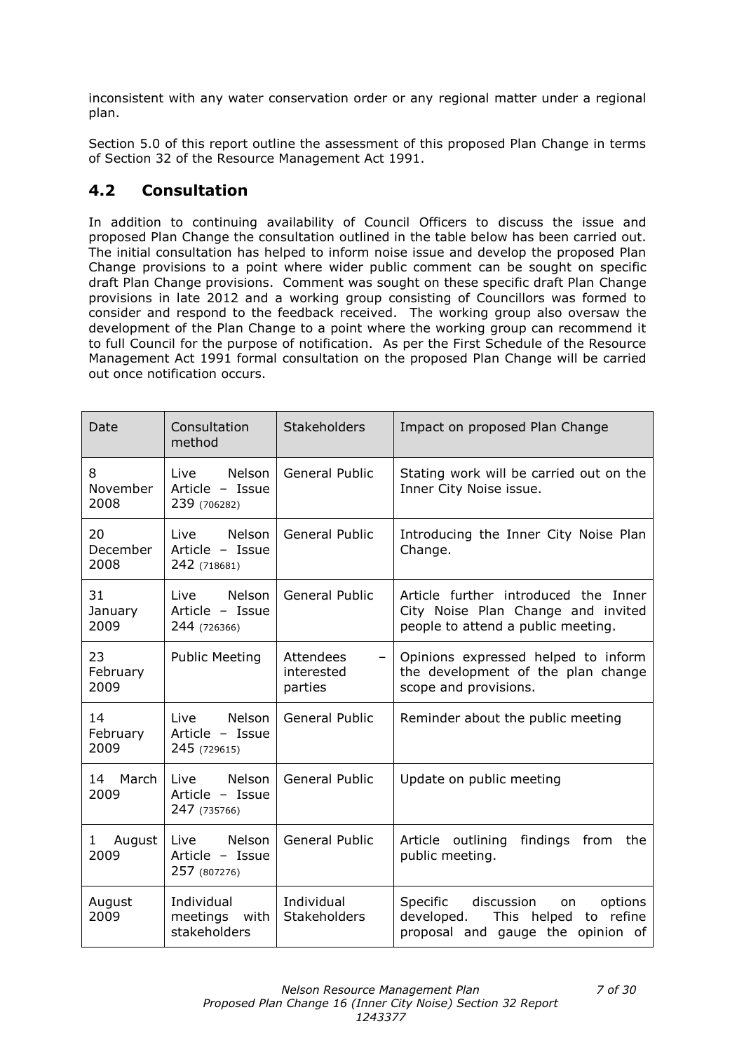inconsistent with any water conservation order or any regional matter under a regional plan.

Section 5.0 of this report outline the assessment of this proposed Plan Change in terms of Section 32 of the Resource Management Act 1991.

## 4.2 Consultation

In addition to continuing availability of Council Officers to discuss the issue and proposed Plan Change the consultation outlined in the table below has been carried out. The initial consultation has helped to inform noise issue and develop the proposed Plan Change provisions to a point where wider public comment can be sought on specific draft Plan Change provisions. Comment was sought on these specific draft Plan Change provisions in late 2012 and a working group consisting of Councillors was formed to consider and respond to the feedback received. The working group also oversaw the development of the Plan Change to a point where the working group can recommend it to full Council for the purpose of notification. As per the First Schedule of the Resource Management Act 1991 formal consultation on the proposed Plan Change will be carried out once notification occurs.

| Date | Consultation method | Stakeholders | Impact on proposed Plan Change |
|---|---|---|---|
| 8 November 2008 | Live Nelson Article – Issue 239 (706282) | General Public | Stating work will be carried out on the Inner City Noise issue. |
| 20 December 2008 | Live Nelson Article – Issue 242 (718681) | General Public | Introducing the Inner City Noise Plan Change. |
| 31 January 2009 | Live Nelson Article – Issue 244 (726366) | General Public | Article further introduced the Inner City Noise Plan Change and invited people to attend a public meeting. |
| 23 February 2009 | Public Meeting | Attendees – interested parties | Opinions expressed helped to inform the development of the plan change scope and provisions. |
| 14 February 2009 | Live Nelson Article – Issue 245 (729615) | General Public | Reminder about the public meeting |
| 14 March 2009 | Live Nelson Article – Issue 247 (735766) | General Public | Update on public meeting |
| 1 August 2009 | Live Nelson Article – Issue 257 (807276) | General Public | Article outlining findings from the public meeting. |
| August 2009 | Individual meetings with stakeholders | Individual Stakeholders | Specific discussion on options developed. This helped to refine proposal and gauge the opinion of |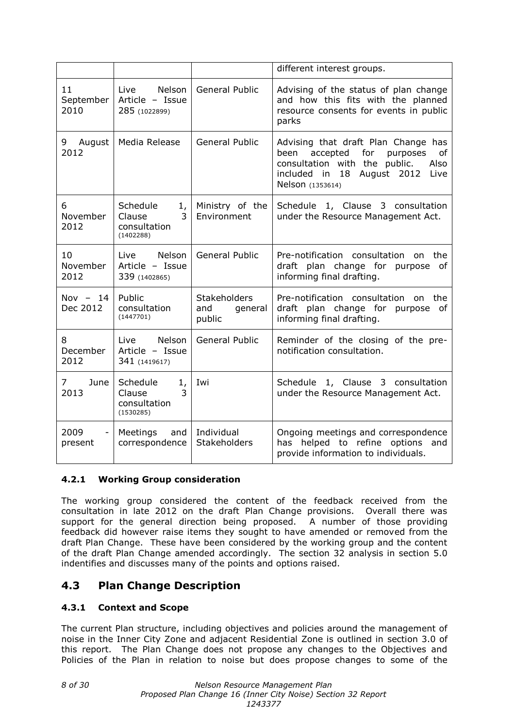| | | | different interest groups. |
|---|---|---|---|
| 11 September 2010 | Live Nelson Article – Issue 285 (1022899) | General Public | Advising of the status of plan change and how this fits with the planned resource consents for events in public parks |
| 9 August 2012 | Media Release | General Public | Advising that draft Plan Change has been accepted for purposes of consultation with the public. Also included in 18 August 2012 Live Nelson (1353614) |
| 6 November 2012 | Schedule 1, Clause 3 consultation (1402288) | Ministry of the Environment | Schedule 1, Clause 3 consultation under the Resource Management Act. |
| 10 November 2012 | Live Nelson Article – Issue 339 (1402865) | General Public | Pre-notification consultation on the draft plan change for purpose of informing final drafting. |
| Nov – 14 Dec 2012 | Public consultation (1447701) | Stakeholders and general public | Pre-notification consultation on the draft plan change for purpose of informing final drafting. |
| 8 December 2012 | Live Nelson Article – Issue 341 (1419617) | General Public | Reminder of the closing of the pre-notification consultation. |
| 7 June 2013 | Schedule 1, Clause 3 consultation (1530285) | Iwi | Schedule 1, Clause 3 consultation under the Resource Management Act. |
| 2009 - present | Meetings and correspondence | Individual Stakeholders | Ongoing meetings and correspondence has helped to refine options and provide information to individuals. |

#### 4.2.1 Working Group consideration

The working group considered the content of the feedback received from the consultation in late 2012 on the draft Plan Change provisions. Overall there was support for the general direction being proposed. A number of those providing feedback did however raise items they sought to have amended or removed from the draft Plan Change. These have been considered by the working group and the content of the draft Plan Change amended accordingly. The section 32 analysis in section 5.0 indentifies and discusses many of the points and options raised.

## 4.3 Plan Change Description

#### 4.3.1 Context and Scope

The current Plan structure, including objectives and policies around the management of noise in the Inner City Zone and adjacent Residential Zone is outlined in section 3.0 of this report. The Plan Change does not propose any changes to the Objectives and Policies of the Plan in relation to noise but does propose changes to some of the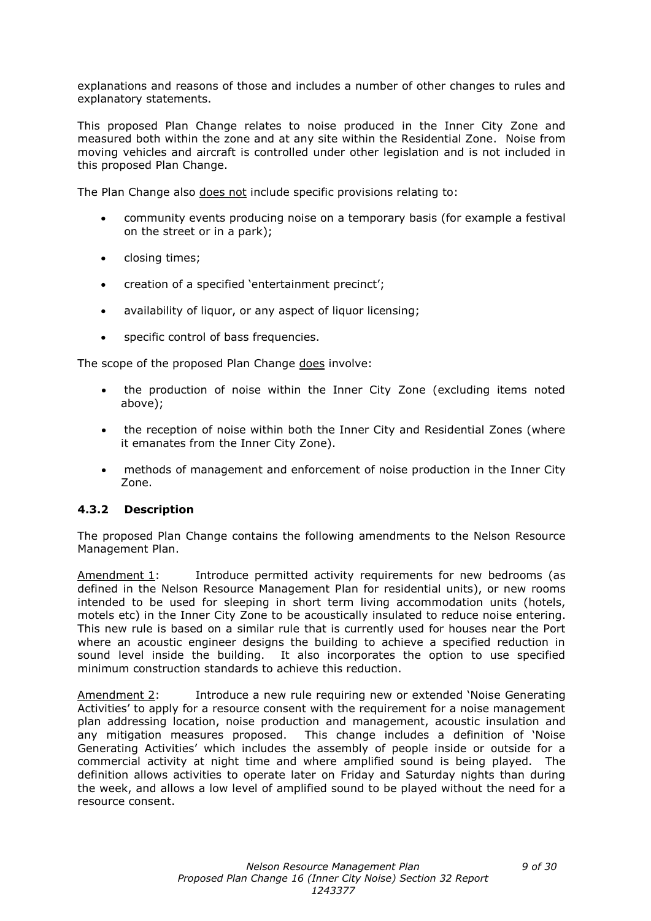explanations and reasons of those and includes a number of other changes to rules and explanatory statements.

This proposed Plan Change relates to noise produced in the Inner City Zone and measured both within the zone and at any site within the Residential Zone. Noise from moving vehicles and aircraft is controlled under other legislation and is not included in this proposed Plan Change.

The Plan Change also does not include specific provisions relating to:

- community events producing noise on a temporary basis (for example a festival on the street or in a park);
- closing times;
- creation of a specified 'entertainment precinct';
- availability of liquor, or any aspect of liquor licensing;
- specific control of bass frequencies.

The scope of the proposed Plan Change does involve:

- the production of noise within the Inner City Zone (excluding items noted above);
- the reception of noise within both the Inner City and Residential Zones (where it emanates from the Inner City Zone).
- methods of management and enforcement of noise production in the Inner City Zone.

### 4.3.2 Description

The proposed Plan Change contains the following amendments to the Nelson Resource Management Plan.

Amendment 1: Introduce permitted activity requirements for new bedrooms (as defined in the Nelson Resource Management Plan for residential units), or new rooms intended to be used for sleeping in short term living accommodation units (hotels, motels etc) in the Inner City Zone to be acoustically insulated to reduce noise entering. This new rule is based on a similar rule that is currently used for houses near the Port where an acoustic engineer designs the building to achieve a specified reduction in sound level inside the building. It also incorporates the option to use specified minimum construction standards to achieve this reduction.

Amendment 2: Introduce a new rule requiring new or extended 'Noise Generating Activities' to apply for a resource consent with the requirement for a noise management plan addressing location, noise production and management, acoustic insulation and any mitigation measures proposed. This change includes a definition of 'Noise Generating Activities' which includes the assembly of people inside or outside for a commercial activity at night time and where amplified sound is being played. The definition allows activities to operate later on Friday and Saturday nights than during the week, and allows a low level of amplified sound to be played without the need for a resource consent.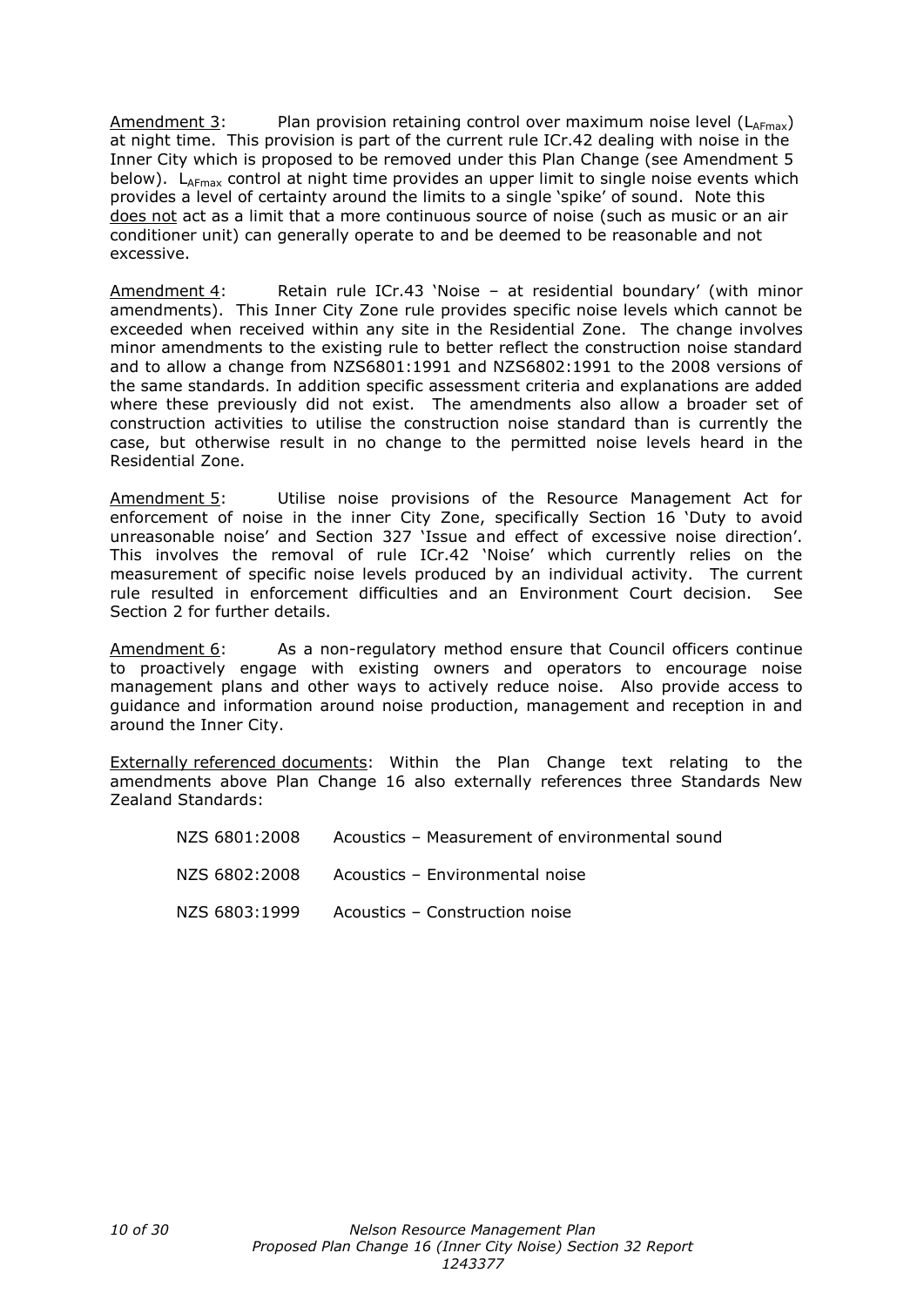Amendment 3: Plan provision retaining control over maximum noise level ($L_{AFmax}$) at night time. This provision is part of the current rule ICr.42 dealing with noise in the Inner City which is proposed to be removed under this Plan Change (see Amendment 5 below). $L_{AFmax}$ control at night time provides an upper limit to single noise events which provides a level of certainty around the limits to a single 'spike' of sound. Note this does not act as a limit that a more continuous source of noise (such as music or an air conditioner unit) can generally operate to and be deemed to be reasonable and not excessive.

Amendment 4: Retain rule ICr.43 'Noise – at residential boundary' (with minor amendments). This Inner City Zone rule provides specific noise levels which cannot be exceeded when received within any site in the Residential Zone. The change involves minor amendments to the existing rule to better reflect the construction noise standard and to allow a change from NZS6801:1991 and NZS6802:1991 to the 2008 versions of the same standards. In addition specific assessment criteria and explanations are added where these previously did not exist. The amendments also allow a broader set of construction activities to utilise the construction noise standard than is currently the case, but otherwise result in no change to the permitted noise levels heard in the Residential Zone.

Amendment 5: Utilise noise provisions of the Resource Management Act for enforcement of noise in the inner City Zone, specifically Section 16 'Duty to avoid unreasonable noise' and Section 327 'Issue and effect of excessive noise direction'. This involves the removal of rule ICr.42 'Noise' which currently relies on the measurement of specific noise levels produced by an individual activity. The current rule resulted in enforcement difficulties and an Environment Court decision. See Section 2 for further details.

Amendment 6: As a non-regulatory method ensure that Council officers continue to proactively engage with existing owners and operators to encourage noise management plans and other ways to actively reduce noise. Also provide access to guidance and information around noise production, management and reception in and around the Inner City.

Externally referenced documents: Within the Plan Change text relating to the amendments above Plan Change 16 also externally references three Standards New Zealand Standards:

| | |
|---|---|
| NZS 6801:2008 | Acoustics – Measurement of environmental sound |
| NZS 6802:2008 | Acoustics – Environmental noise |
| NZS 6803:1999 | Acoustics – Construction noise |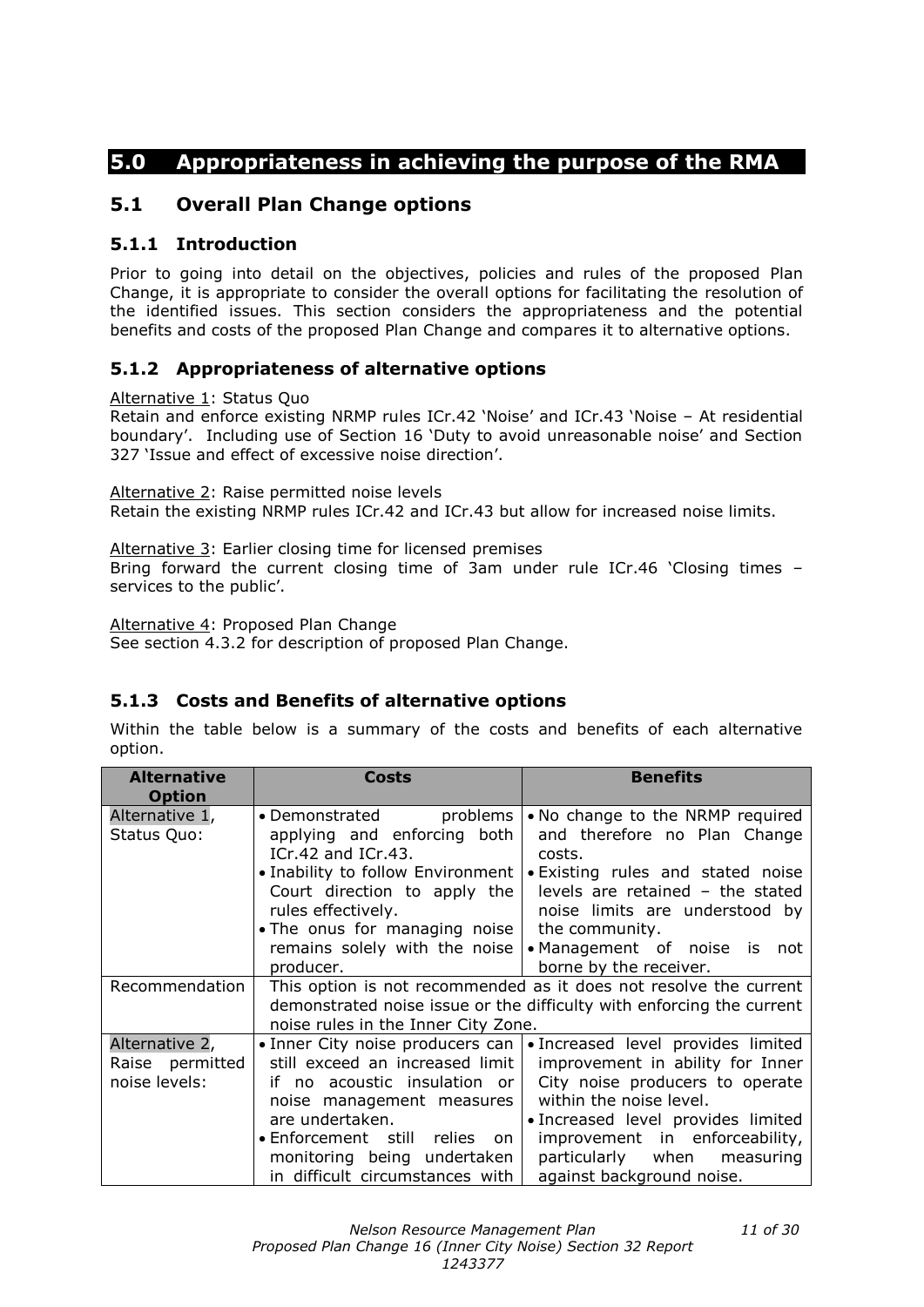# 5.0 Appropriateness in achieving the purpose of the RMA

## 5.1 Overall Plan Change options

### 5.1.1 Introduction

Prior to going into detail on the objectives, policies and rules of the proposed Plan Change, it is appropriate to consider the overall options for facilitating the resolution of the identified issues. This section considers the appropriateness and the potential benefits and costs of the proposed Plan Change and compares it to alternative options.

### 5.1.2 Appropriateness of alternative options

Alternative 1: Status Quo
Retain and enforce existing NRMP rules ICr.42 'Noise' and ICr.43 'Noise – At residential boundary'. Including use of Section 16 'Duty to avoid unreasonable noise' and Section 327 'Issue and effect of excessive noise direction'.

Alternative 2: Raise permitted noise levels
Retain the existing NRMP rules ICr.42 and ICr.43 but allow for increased noise limits.

Alternative 3: Earlier closing time for licensed premises
Bring forward the current closing time of 3am under rule ICr.46 'Closing times – services to the public'.

Alternative 4: Proposed Plan Change
See section 4.3.2 for description of proposed Plan Change.

### 5.1.3 Costs and Benefits of alternative options

Within the table below is a summary of the costs and benefits of each alternative option.

| Alternative Option | Costs | Benefits |
|---|---|---|
| Alternative 1, Status Quo: | • Demonstrated problems applying and enforcing both ICr.42 and ICr.43.<br>• Inability to follow Environment Court direction to apply the rules effectively.<br>• The onus for managing noise remains solely with the noise producer. | • No change to the NRMP required and therefore no Plan Change costs.<br>• Existing rules and stated noise levels are retained – the stated noise limits are understood by the community.<br>• Management of noise is not borne by the receiver. |
| Recommendation | This option is not recommended as it does not resolve the current demonstrated noise issue or the difficulty with enforcing the current noise rules in the Inner City Zone. | |
| Alternative 2, Raise permitted noise levels: | • Inner City noise producers can still exceed an increased limit if no acoustic insulation or noise management measures are undertaken.<br>• Enforcement still relies on monitoring being undertaken in difficult circumstances with | • Increased level provides limited improvement in ability for Inner City noise producers to operate within the noise level.<br>• Increased level provides limited improvement in enforceability, particularly when measuring against background noise. |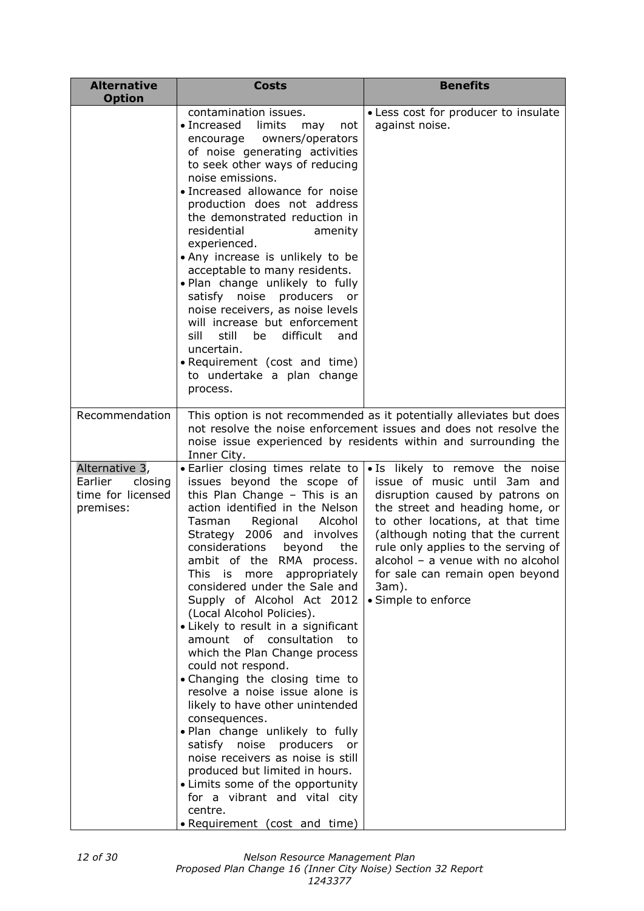| Alternative Option | Costs | Benefits |
|---|---|---|
| | contamination issues.<br>• Increased limits may not encourage owners/operators of noise generating activities to seek other ways of reducing noise emissions.<br>• Increased allowance for noise production does not address the demonstrated reduction in residential amenity experienced.<br>• Any increase is unlikely to be acceptable to many residents.<br>• Plan change unlikely to fully satisfy noise producers or noise receivers, as noise levels will increase but enforcement sill still be difficult and uncertain.<br>• Requirement (cost and time) to undertake a plan change process. | • Less cost for producer to insulate against noise. |
| Recommendation | This option is not recommended as it potentially alleviates but does not resolve the noise enforcement issues and does not resolve the noise issue experienced by residents within and surrounding the Inner City. | |
| Alternative 3, Earlier closing time for licensed premises: | • Earlier closing times relate to issues beyond the scope of this Plan Change – This is an action identified in the Nelson Tasman Regional Alcohol Strategy 2006 and involves considerations beyond the ambit of the RMA process. This is more appropriately considered under the Sale and Supply of Alcohol Act 2012 (Local Alcohol Policies).<br>• Likely to result in a significant amount of consultation to which the Plan Change process could not respond.<br>• Changing the closing time to resolve a noise issue alone is likely to have other unintended consequences.<br>• Plan change unlikely to fully satisfy noise producers or noise receivers as noise is still produced but limited in hours.<br>• Limits some of the opportunity for a vibrant and vital city centre.<br>• Requirement (cost and time) | • Is likely to remove the noise issue of music until 3am and disruption caused by patrons on the street and heading home, or to other locations, at that time (although noting that the current rule only applies to the serving of alcohol – a venue with no alcohol for sale can remain open beyond 3am).<br>• Simple to enforce |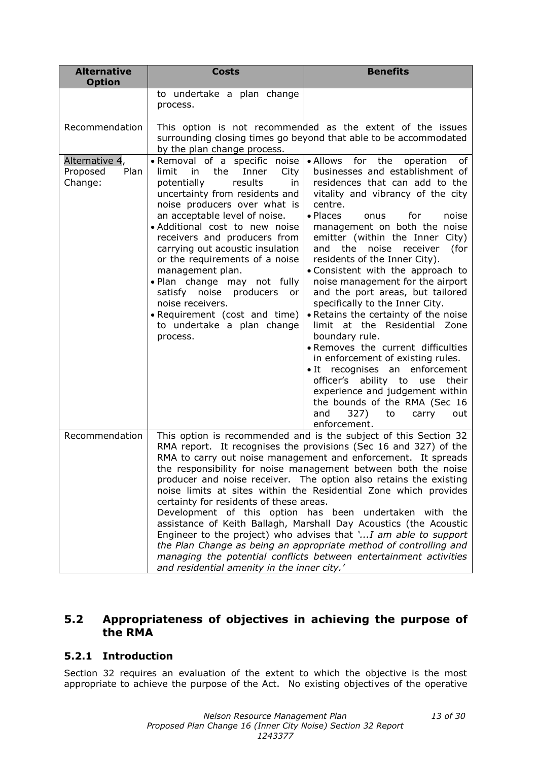| Alternative Option | Costs | Benefits |
|---|---|---|
| | to undertake a plan change process. | |
| Recommendation | This option is not recommended as the extent of the issues surrounding closing times go beyond that able to be accommodated by the plan change process. | |
| Alternative 4, Proposed Plan Change: | • Removal of a specific noise limit in the Inner City potentially results in uncertainty from residents and noise producers over what is an acceptable level of noise.<br>• Additional cost to new noise receivers and producers from carrying out acoustic insulation or the requirements of a noise management plan.<br>• Plan change may not fully satisfy noise producers or noise receivers.<br>• Requirement (cost and time) to undertake a plan change process. | • Allows for the operation of businesses and establishment of residences that can add to the vitality and vibrancy of the city centre.<br>• Places onus for noise management on both the noise emitter (within the Inner City) and the noise receiver (for residents of the Inner City).<br>• Consistent with the approach to noise management for the airport and the port areas, but tailored specifically to the Inner City.<br>• Retains the certainty of the noise limit at the Residential Zone boundary rule.<br>• Removes the current difficulties in enforcement of existing rules.<br>• It recognises an enforcement officer's ability to use their experience and judgement within the bounds of the RMA (Sec 16 and 327) to carry out enforcement. |
| Recommendation | This option is recommended and is the subject of this Section 32 RMA report. It recognises the provisions (Sec 16 and 327) of the RMA to carry out noise management and enforcement. It spreads the responsibility for noise management between both the noise producer and noise receiver. The option also retains the existing noise limits at sites within the Residential Zone which provides certainty for residents of these areas.<br>Development of this option has been undertaken with the assistance of Keith Ballagh, Marshall Day Acoustics (the Acoustic Engineer to the project) who advises that *'...I am able to support the Plan Change as being an appropriate method of controlling and managing the potential conflicts between entertainment activities and residential amenity in the inner city.'* | |

## 5.2 Appropriateness of objectives in achieving the purpose of the RMA

### 5.2.1 Introduction

Section 32 requires an evaluation of the extent to which the objective is the most appropriate to achieve the purpose of the Act. No existing objectives of the operative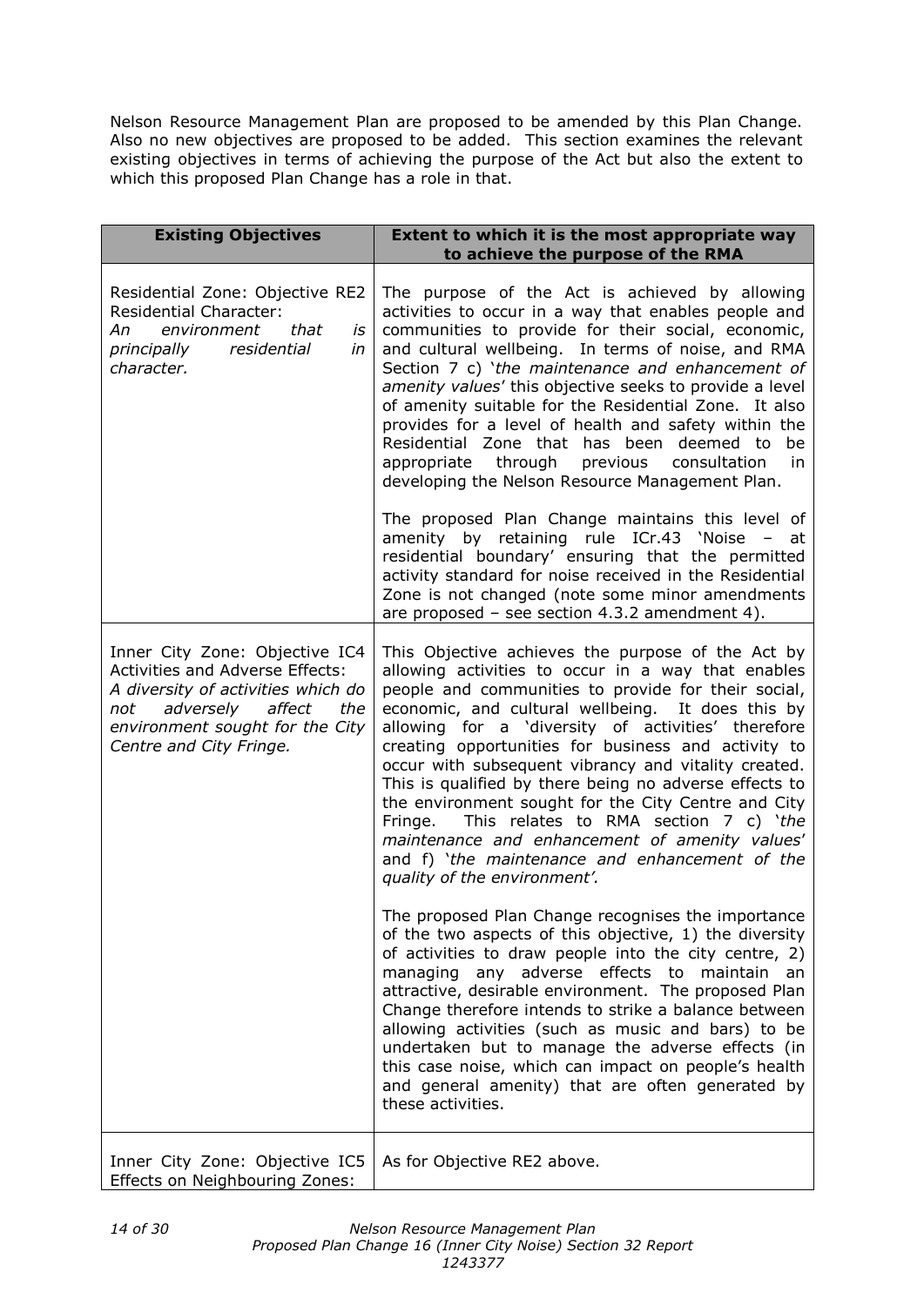Nelson Resource Management Plan are proposed to be amended by this Plan Change. Also no new objectives are proposed to be added. This section examines the relevant existing objectives in terms of achieving the purpose of the Act but also the extent to which this proposed Plan Change has a role in that.

| Existing Objectives | Extent to which it is the most appropriate way to achieve the purpose of the RMA |
|---|---|
| Residential Zone: Objective RE2 Residential Character: *An environment that is principally residential in character.* | The purpose of the Act is achieved by allowing activities to occur in a way that enables people and communities to provide for their social, economic, and cultural wellbeing. In terms of noise, and RMA Section 7 c) '*the maintenance and enhancement of amenity values*' this objective seeks to provide a level of amenity suitable for the Residential Zone. It also provides for a level of health and safety within the Residential Zone that has been deemed to be appropriate through previous consultation in developing the Nelson Resource Management Plan.<br><br>The proposed Plan Change maintains this level of amenity by retaining rule ICr.43 'Noise – at residential boundary' ensuring that the permitted activity standard for noise received in the Residential Zone is not changed (note some minor amendments are proposed – see section 4.3.2 amendment 4). |
| Inner City Zone: Objective IC4 Activities and Adverse Effects: *A diversity of activities which do not adversely affect the environment sought for the City Centre and City Fringe.* | This Objective achieves the purpose of the Act by allowing activities to occur in a way that enables people and communities to provide for their social, economic, and cultural wellbeing. It does this by allowing for a 'diversity of activities' therefore creating opportunities for business and activity to occur with subsequent vibrancy and vitality created. This is qualified by there being no adverse effects to the environment sought for the City Centre and City Fringe. This relates to RMA section 7 c) '*the maintenance and enhancement of amenity values*' and f) '*the maintenance and enhancement of the quality of the environment'.*<br><br>The proposed Plan Change recognises the importance of the two aspects of this objective, 1) the diversity of activities to draw people into the city centre, 2) managing any adverse effects to maintain an attractive, desirable environment. The proposed Plan Change therefore intends to strike a balance between allowing activities (such as music and bars) to be undertaken but to manage the adverse effects (in this case noise, which can impact on people's health and general amenity) that are often generated by these activities. |
| Inner City Zone: Objective IC5 Effects on Neighbouring Zones: | As for Objective RE2 above. |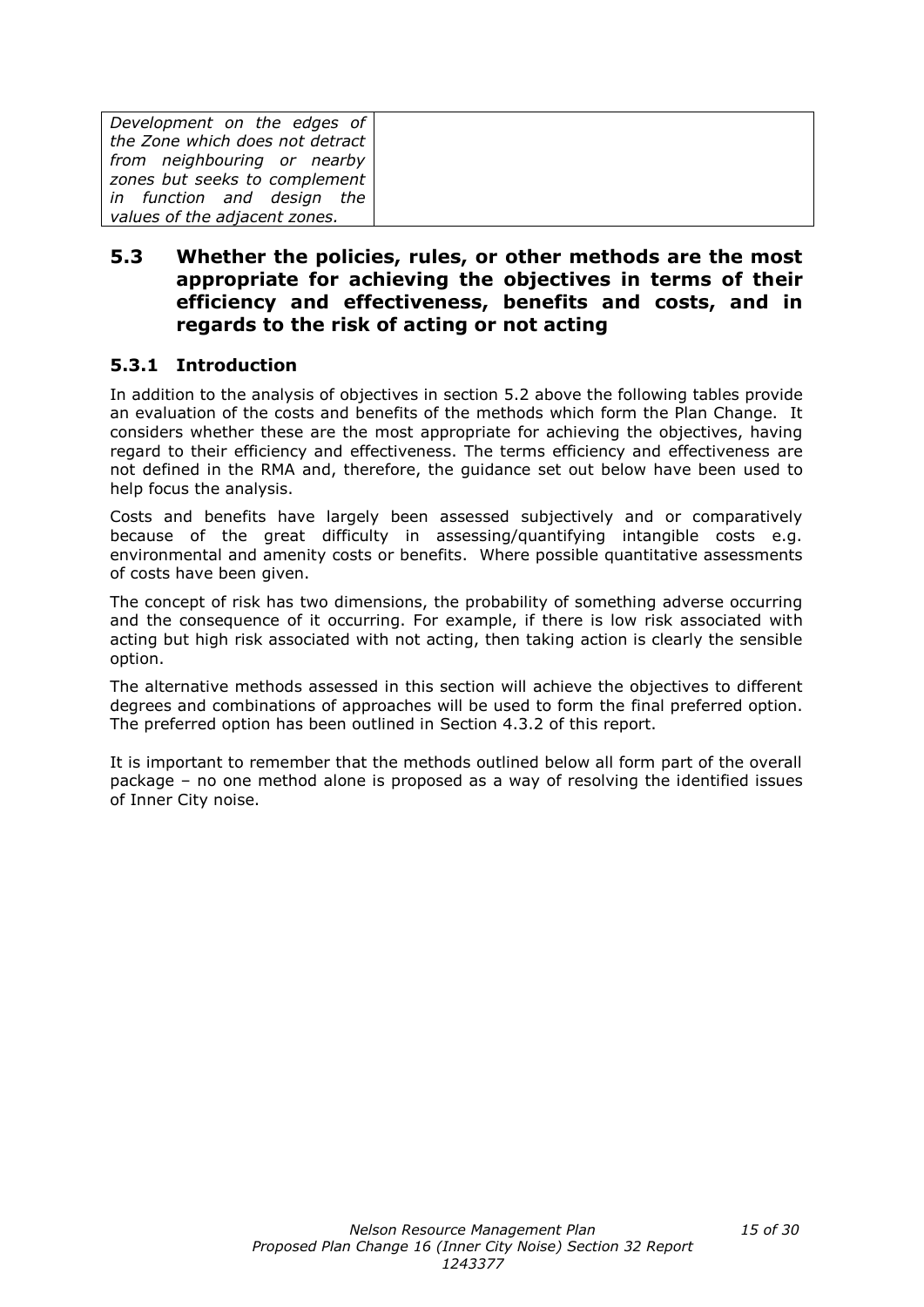| | |
|---|---|
| *Development on the edges of the Zone which does not detract from neighbouring or nearby zones but seeks to complement in function and design the values of the adjacent zones.* | |

## 5.3 Whether the policies, rules, or other methods are the most appropriate for achieving the objectives in terms of their efficiency and effectiveness, benefits and costs, and in regards to the risk of acting or not acting

### 5.3.1 Introduction

In addition to the analysis of objectives in section 5.2 above the following tables provide an evaluation of the costs and benefits of the methods which form the Plan Change. It considers whether these are the most appropriate for achieving the objectives, having regard to their efficiency and effectiveness. The terms efficiency and effectiveness are not defined in the RMA and, therefore, the guidance set out below have been used to help focus the analysis.

Costs and benefits have largely been assessed subjectively and or comparatively because of the great difficulty in assessing/quantifying intangible costs e.g. environmental and amenity costs or benefits. Where possible quantitative assessments of costs have been given.

The concept of risk has two dimensions, the probability of something adverse occurring and the consequence of it occurring. For example, if there is low risk associated with acting but high risk associated with not acting, then taking action is clearly the sensible option.

The alternative methods assessed in this section will achieve the objectives to different degrees and combinations of approaches will be used to form the final preferred option. The preferred option has been outlined in Section 4.3.2 of this report.

It is important to remember that the methods outlined below all form part of the overall package – no one method alone is proposed as a way of resolving the identified issues of Inner City noise.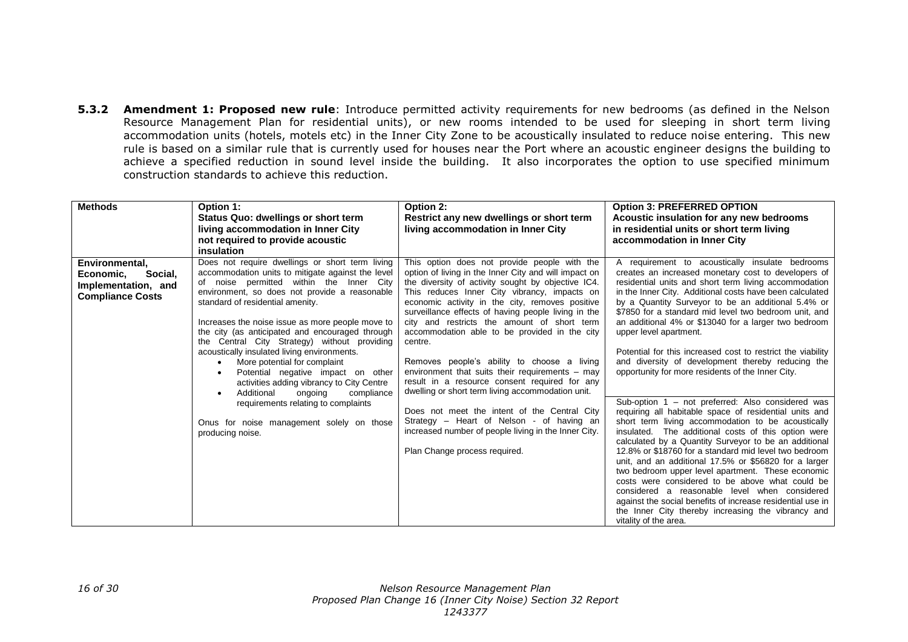**5.3.2 Amendment 1: Proposed new rule**: Introduce permitted activity requirements for new bedrooms (as defined in the Nelson Resource Management Plan for residential units), or new rooms intended to be used for sleeping in short term living accommodation units (hotels, motels etc) in the Inner City Zone to be acoustically insulated to reduce noise entering. This new rule is based on a similar rule that is currently used for houses near the Port where an acoustic engineer designs the building to achieve a specified reduction in sound level inside the building. It also incorporates the option to use specified minimum construction standards to achieve this reduction.

| Methods | Option 1: Status Quo: dwellings or short term living accommodation in Inner City not required to provide acoustic insulation | Option 2: Restrict any new dwellings or short term living accommodation in Inner City | Option 3: PREFERRED OPTION Acoustic insulation for any new bedrooms in residential units or short term living accommodation in Inner City |
|---|---|---|---|
| **Environmental, Economic, Social, Implementation, and Compliance Costs** | Does not require dwellings or short term living accommodation units to mitigate against the level of noise permitted within the Inner City environment, so does not provide a reasonable standard of residential amenity.<br><br>Increases the noise issue as more people move to the city (as anticipated and encouraged through the Central City Strategy) without providing acoustically insulated living environments.<br>• More potential for complaint<br>• Potential negative impact on other activities adding vibrancy to City Centre<br>• Additional ongoing compliance requirements relating to complaints<br><br>Onus for noise management solely on those producing noise. | This option does not provide people with the option of living in the Inner City and will impact on the diversity of activity sought by objective IC4. This reduces Inner City vibrancy, impacts on economic activity in the city, removes positive surveillance effects of having people living in the city and restricts the amount of short term accommodation able to be provided in the city centre.<br><br>Removes people's ability to choose a living environment that suits their requirements – may result in a resource consent required for any dwelling or short term living accommodation unit.<br><br>Does not meet the intent of the Central City Strategy – Heart of Nelson - of having an increased number of people living in the Inner City.<br><br>Plan Change process required. | A requirement to acoustically insulate bedrooms creates an increased monetary cost to developers of residential units and short term living accommodation in the Inner City. Additional costs have been calculated by a Quantity Surveyor to be an additional 5.4% or $7850 for a standard mid level two bedroom unit, and an additional 4% or $13040 for a larger two bedroom upper level apartment.<br><br>Potential for this increased cost to restrict the viability and diversity of development thereby reducing the opportunity for more residents of the Inner City.<br><br>Sub-option 1 – not preferred: Also considered was requiring all habitable space of residential units and short term living accommodation to be acoustically insulated. The additional costs of this option were calculated by a Quantity Surveyor to be an additional 12.8% or $18760 for a standard mid level two bedroom unit, and an additional 17.5% or $56820 for a larger two bedroom upper level apartment. These economic costs were considered to be above what could be considered a reasonable level when considered against the social benefits of increase residential use in the Inner City thereby increasing the vibrancy and vitality of the area. |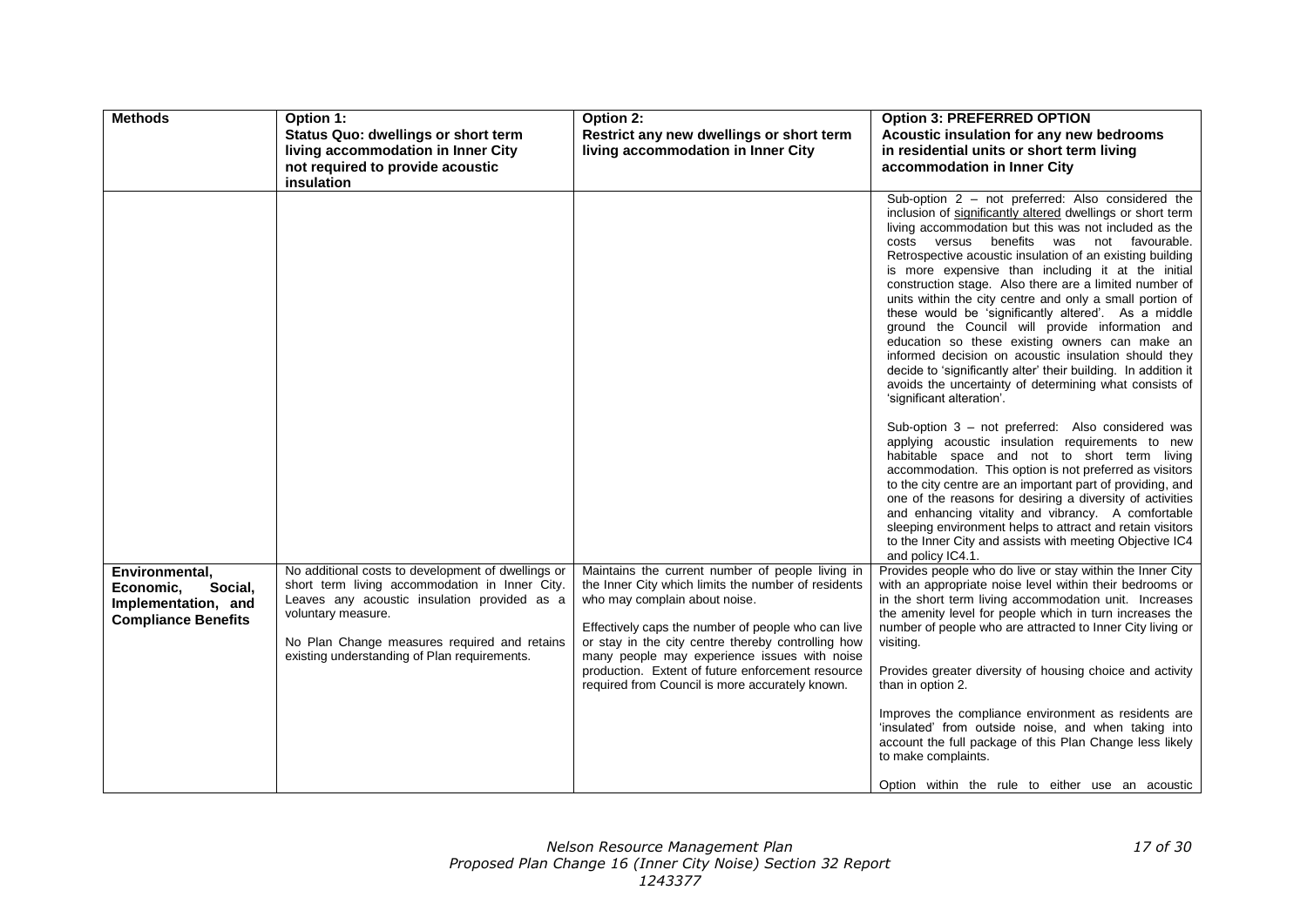| Methods | Option 1: Status Quo: dwellings or short term living accommodation in Inner City not required to provide acoustic insulation | Option 2: Restrict any new dwellings or short term living accommodation in Inner City | Option 3: PREFERRED OPTION Acoustic insulation for any new bedrooms in residential units or short term living accommodation in Inner City |
|---|---|---|---|
| | | | Sub-option 2 – not preferred: Also considered the inclusion of significantly altered dwellings or short term living accommodation but this was not included as the costs versus benefits was not favourable. Retrospective acoustic insulation of an existing building is more expensive than including it at the initial construction stage. Also there are a limited number of units within the city centre and only a small portion of these would be 'significantly altered'. As a middle ground the Council will provide information and education so these existing owners can make an informed decision on acoustic insulation should they decide to 'significantly alter' their building. In addition it avoids the uncertainty of determining what consists of 'significant alteration'.<br><br>Sub-option 3 – not preferred: Also considered was applying acoustic insulation requirements to new habitable space and not to short term living accommodation. This option is not preferred as visitors to the city centre are an important part of providing, and one of the reasons for desiring a diversity of activities and enhancing vitality and vibrancy. A comfortable sleeping environment helps to attract and retain visitors to the Inner City and assists with meeting Objective IC4 and policy IC4.1. |
| **Environmental, Economic, Social, Implementation, and Compliance Benefits** | No additional costs to development of dwellings or short term living accommodation in Inner City. Leaves any acoustic insulation provided as a voluntary measure.<br><br>No Plan Change measures required and retains existing understanding of Plan requirements. | Maintains the current number of people living in the Inner City which limits the number of residents who may complain about noise.<br><br>Effectively caps the number of people who can live or stay in the city centre thereby controlling how many people may experience issues with noise production. Extent of future enforcement resource required from Council is more accurately known. | Provides people who do live or stay within the Inner City with an appropriate noise level within their bedrooms or in the short term living accommodation unit. Increases the amenity level for people which in turn increases the number of people who are attracted to Inner City living or visiting.<br><br>Provides greater diversity of housing choice and activity than in option 2.<br><br>Improves the compliance environment as residents are 'insulated' from outside noise, and when taking into account the full package of this Plan Change less likely to make complaints.<br><br>Option within the rule to either use an acoustic |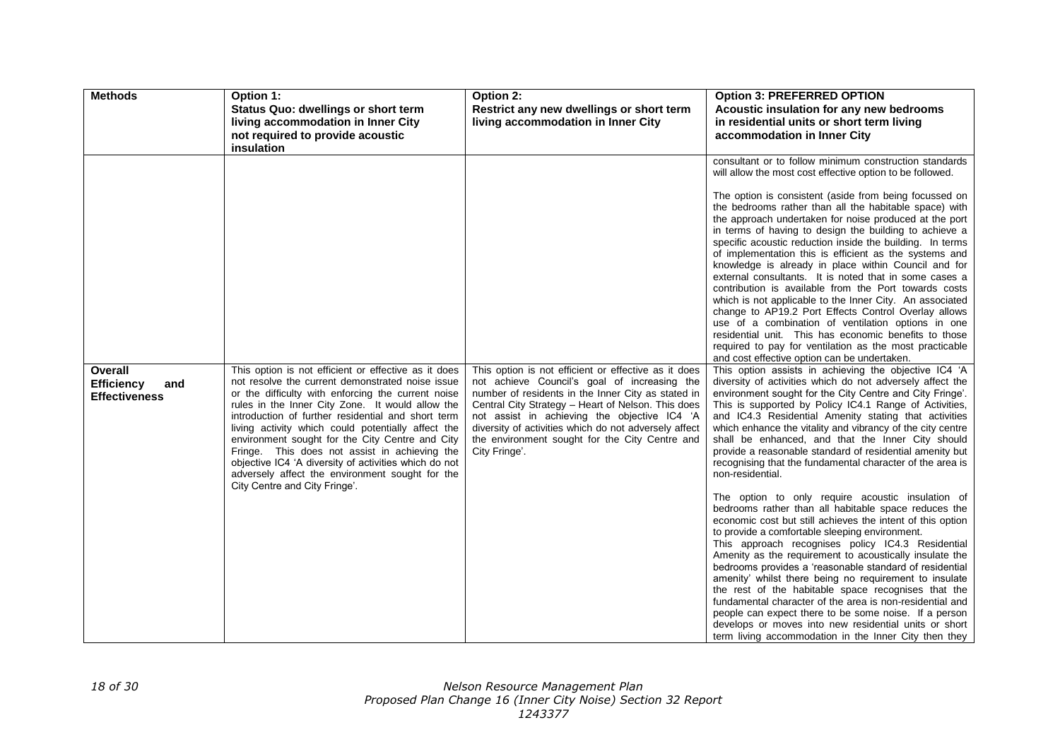| Methods | Option 1: Status Quo: dwellings or short term living accommodation in Inner City not required to provide acoustic insulation | Option 2: Restrict any new dwellings or short term living accommodation in Inner City | Option 3: PREFERRED OPTION Acoustic insulation for any new bedrooms in residential units or short term living accommodation in Inner City |
|---|---|---|---|
| | | | consultant or to follow minimum construction standards will allow the most cost effective option to be followed.<br><br>The option is consistent (aside from being focussed on the bedrooms rather than all the habitable space) with the approach undertaken for noise produced at the port in terms of having to design the building to achieve a specific acoustic reduction inside the building. In terms of implementation this is efficient as the systems and knowledge is already in place within Council and for external consultants. It is noted that in some cases a contribution is available from the Port towards costs which is not applicable to the Inner City. An associated change to AP19.2 Port Effects Control Overlay allows use of a combination of ventilation options in one residential unit. This has economic benefits to those required to pay for ventilation as the most practicable and cost effective option can be undertaken. |
| **Overall Efficiency and Effectiveness** | This option is not efficient or effective as it does not resolve the current demonstrated noise issue or the difficulty with enforcing the current noise rules in the Inner City Zone. It would allow the introduction of further residential and short term living activity which could potentially affect the environment sought for the City Centre and City Fringe. This does not assist in achieving the objective IC4 'A diversity of activities which do not adversely affect the environment sought for the City Centre and City Fringe'. | This option is not efficient or effective as it does not achieve Council's goal of increasing the number of residents in the Inner City as stated in Central City Strategy – Heart of Nelson. This does not assist in achieving the objective IC4 'A diversity of activities which do not adversely affect the environment sought for the City Centre and City Fringe'. | This option assists in achieving the objective IC4 'A diversity of activities which do not adversely affect the environment sought for the City Centre and City Fringe'. This is supported by Policy IC4.1 Range of Activities, and IC4.3 Residential Amenity stating that activities which enhance the vitality and vibrancy of the city centre shall be enhanced, and that the Inner City should provide a reasonable standard of residential amenity but recognising that the fundamental character of the area is non-residential.<br><br>The option to only require acoustic insulation of bedrooms rather than all habitable space reduces the economic cost but still achieves the intent of this option to provide a comfortable sleeping environment.<br>This approach recognises policy IC4.3 Residential Amenity as the requirement to acoustically insulate the bedrooms provides a 'reasonable standard of residential amenity' whilst there being no requirement to insulate the rest of the habitable space recognises that the fundamental character of the area is non-residential and people can expect there to be some noise. If a person develops or moves into new residential units or short term living accommodation in the Inner City then they |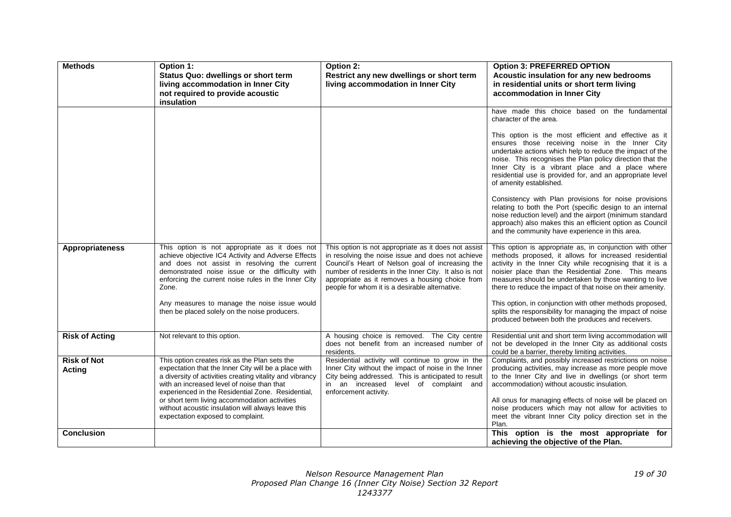| Methods | Option 1: Status Quo: dwellings or short term living accommodation in Inner City not required to provide acoustic insulation | Option 2: Restrict any new dwellings or short term living accommodation in Inner City | Option 3: PREFERRED OPTION Acoustic insulation for any new bedrooms in residential units or short term living accommodation in Inner City |
|---|---|---|---|
| | | | have made this choice based on the fundamental character of the area.<br><br>This option is the most efficient and effective as it ensures those receiving noise in the Inner City undertake actions which help to reduce the impact of the noise. This recognises the Plan policy direction that the Inner City is a vibrant place and a place where residential use is provided for, and an appropriate level of amenity established.<br><br>Consistency with Plan provisions for noise provisions relating to both the Port (specific design to an internal noise reduction level) and the airport (minimum standard approach) also makes this an efficient option as Council and the community have experience in this area. |
| **Appropriateness** | This option is not appropriate as it does not achieve objective IC4 Activity and Adverse Effects and does not assist in resolving the current demonstrated noise issue or the difficulty with enforcing the current noise rules in the Inner City Zone.<br><br>Any measures to manage the noise issue would then be placed solely on the noise producers. | This option is not appropriate as it does not assist in resolving the noise issue and does not achieve Council's Heart of Nelson goal of increasing the number of residents in the Inner City. It also is not appropriate as it removes a housing choice from people for whom it is a desirable alternative. | This option is appropriate as, in conjunction with other methods proposed, it allows for increased residential activity in the Inner City while recognising that it is a noisier place than the Residential Zone. This means measures should be undertaken by those wanting to live there to reduce the impact of that noise on their amenity.<br><br>This option, in conjunction with other methods proposed, splits the responsibility for managing the impact of noise produced between both the produces and receivers. |
| **Risk of Acting** | Not relevant to this option. | A housing choice is removed. The City centre does not benefit from an increased number of residents. | Residential unit and short term living accommodation will not be developed in the Inner City as additional costs could be a barrier, thereby limiting activities. |
| **Risk of Not Acting** | This option creates risk as the Plan sets the expectation that the Inner City will be a place with a diversity of activities creating vitality and vibrancy with an increased level of noise than that experienced in the Residential Zone. Residential, or short term living accommodation activities without acoustic insulation will always leave this expectation exposed to complaint. | Residential activity will continue to grow in the Inner City without the impact of noise in the Inner City being addressed. This is anticipated to result in an increased level of complaint and enforcement activity. | Complaints, and possibly increased restrictions on noise producing activities, may increase as more people move to the Inner City and live in dwellings (or short term accommodation) without acoustic insulation.<br><br>All onus for managing effects of noise will be placed on noise producers which may not allow for activities to meet the vibrant Inner City policy direction set in the Plan. |
| **Conclusion** | | | **This option is the most appropriate for achieving the objective of the Plan.** |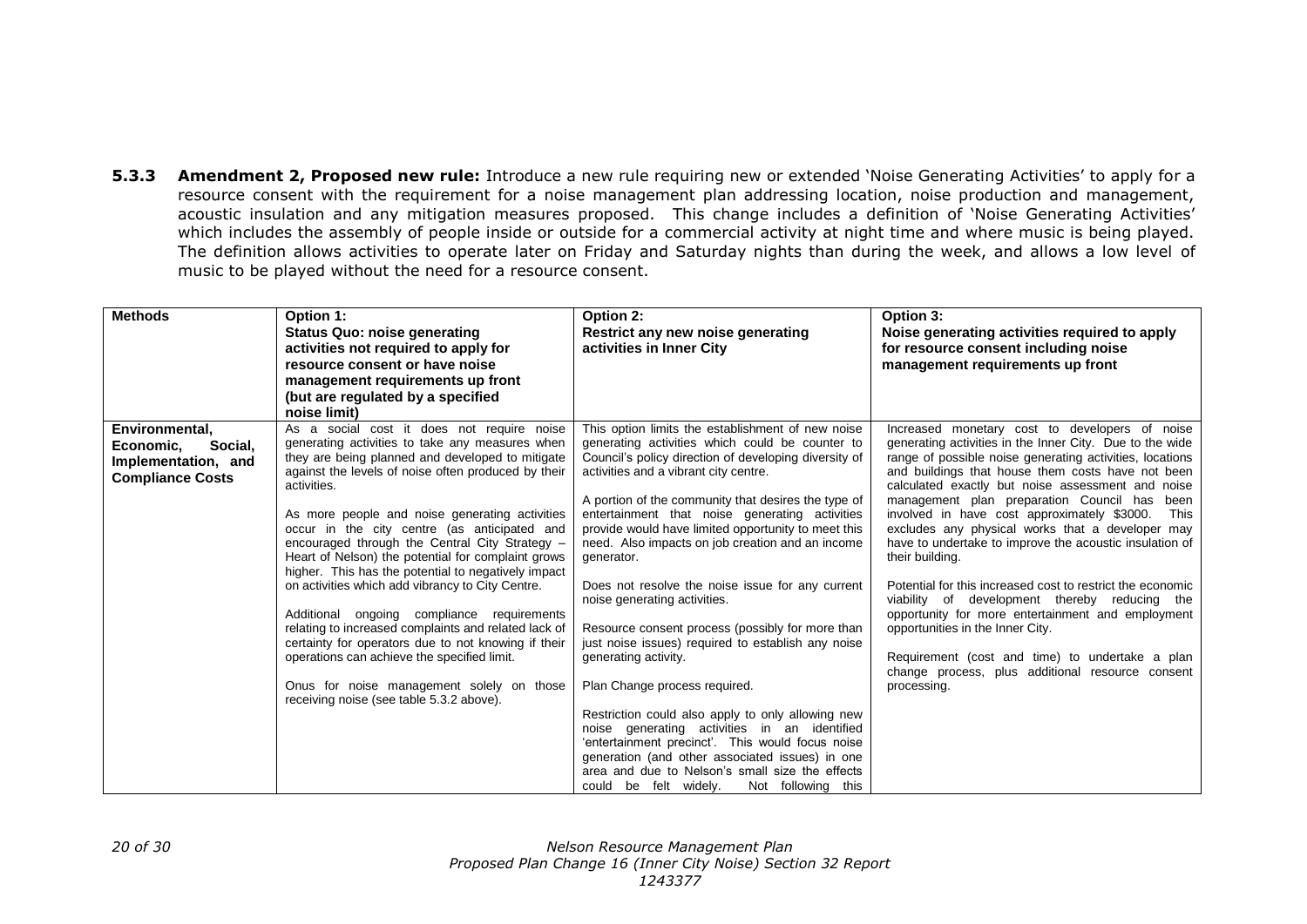**5.3.3 Amendment 2, Proposed new rule:** Introduce a new rule requiring new or extended 'Noise Generating Activities' to apply for a resource consent with the requirement for a noise management plan addressing location, noise production and management, acoustic insulation and any mitigation measures proposed. This change includes a definition of 'Noise Generating Activities' which includes the assembly of people inside or outside for a commercial activity at night time and where music is being played. The definition allows activities to operate later on Friday and Saturday nights than during the week, and allows a low level of music to be played without the need for a resource consent.

| Methods | Option 1: Status Quo: noise generating activities not required to apply for resource consent or have noise management requirements up front (but are regulated by a specified noise limit) | Option 2: Restrict any new noise generating activities in Inner City | Option 3: Noise generating activities required to apply for resource consent including noise management requirements up front |
|---|---|---|---|
| Environmental, Economic, Social, Implementation, and Compliance Costs | As a social cost it does not require noise generating activities to take any measures when they are being planned and developed to mitigate against the levels of noise often produced by their activities.<br><br>As more people and noise generating activities occur in the city centre (as anticipated and encouraged through the Central City Strategy – Heart of Nelson) the potential for complaint grows higher. This has the potential to negatively impact on activities which add vibrancy to City Centre.<br><br>Additional ongoing compliance requirements relating to increased complaints and related lack of certainty for operators due to not knowing if their operations can achieve the specified limit.<br><br>Onus for noise management solely on those receiving noise (see table 5.3.2 above). | This option limits the establishment of new noise generating activities which could be counter to Council's policy direction of developing diversity of activities and a vibrant city centre.<br><br>A portion of the community that desires the type of entertainment that noise generating activities provide would have limited opportunity to meet this need. Also impacts on job creation and an income generator.<br><br>Does not resolve the noise issue for any current noise generating activities.<br><br>Resource consent process (possibly for more than just noise issues) required to establish any noise generating activity.<br><br>Plan Change process required.<br><br>Restriction could also apply to only allowing new noise generating activities in an identified 'entertainment precinct'. This would focus noise generation (and other associated issues) in one area and due to Nelson's small size the effects could be felt widely. Not following this | Increased monetary cost to developers of noise generating activities in the Inner City. Due to the wide range of possible noise generating activities, locations and buildings that house them costs have not been calculated exactly but noise assessment and noise management plan preparation Council has been involved in have cost approximately $3000. This excludes any physical works that a developer may have to undertake to improve the acoustic insulation of their building.<br><br>Potential for this increased cost to restrict the economic viability of development thereby reducing the opportunity for more entertainment and employment opportunities in the Inner City.<br><br>Requirement (cost and time) to undertake a plan change process, plus additional resource consent processing. |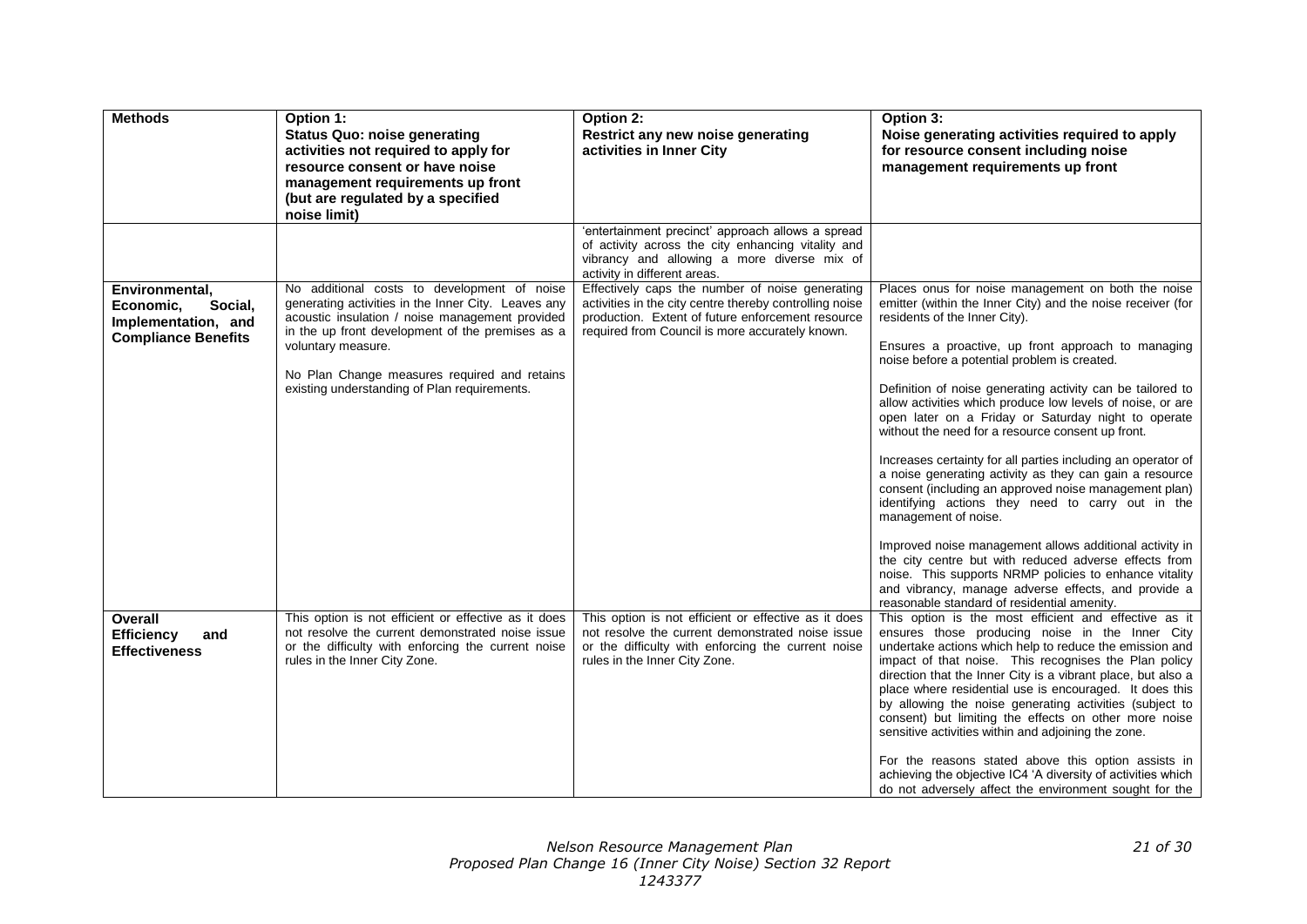| Methods | Option 1: Status Quo: noise generating activities not required to apply for resource consent or have noise management requirements up front (but are regulated by a specified noise limit) | Option 2: Restrict any new noise generating activities in Inner City | Option 3: Noise generating activities required to apply for resource consent including noise management requirements up front |
|---|---|---|---|
| | | 'entertainment precinct' approach allows a spread of activity across the city enhancing vitality and vibrancy and allowing a more diverse mix of activity in different areas. | |
| **Environmental, Economic, Social, Implementation, and Compliance Benefits** | No additional costs to development of noise generating activities in the Inner City. Leaves any acoustic insulation / noise management provided in the up front development of the premises as a voluntary measure.<br><br>No Plan Change measures required and retains existing understanding of Plan requirements. | Effectively caps the number of noise generating activities in the city centre thereby controlling noise production. Extent of future enforcement resource required from Council is more accurately known. | Places onus for noise management on both the noise emitter (within the Inner City) and the noise receiver (for residents of the Inner City).<br><br>Ensures a proactive, up front approach to managing noise before a potential problem is created.<br><br>Definition of noise generating activity can be tailored to allow activities which produce low levels of noise, or are open later on a Friday or Saturday night to operate without the need for a resource consent up front.<br><br>Increases certainty for all parties including an operator of a noise generating activity as they can gain a resource consent (including an approved noise management plan) identifying actions they need to carry out in the management of noise.<br><br>Improved noise management allows additional activity in the city centre but with reduced adverse effects from noise. This supports NRMP policies to enhance vitality and vibrancy, manage adverse effects, and provide a reasonable standard of residential amenity. |
| **Overall Efficiency and Effectiveness** | This option is not efficient or effective as it does not resolve the current demonstrated noise issue or the difficulty with enforcing the current noise rules in the Inner City Zone. | This option is not efficient or effective as it does not resolve the current demonstrated noise issue or the difficulty with enforcing the current noise rules in the Inner City Zone. | This option is the most efficient and effective as it ensures those producing noise in the Inner City undertake actions which help to reduce the emission and impact of that noise. This recognises the Plan policy direction that the Inner City is a vibrant place, but also a place where residential use is encouraged. It does this by allowing the noise generating activities (subject to consent) but limiting the effects on other more noise sensitive activities within and adjoining the zone.<br><br>For the reasons stated above this option assists in achieving the objective IC4 'A diversity of activities which do not adversely affect the environment sought for the |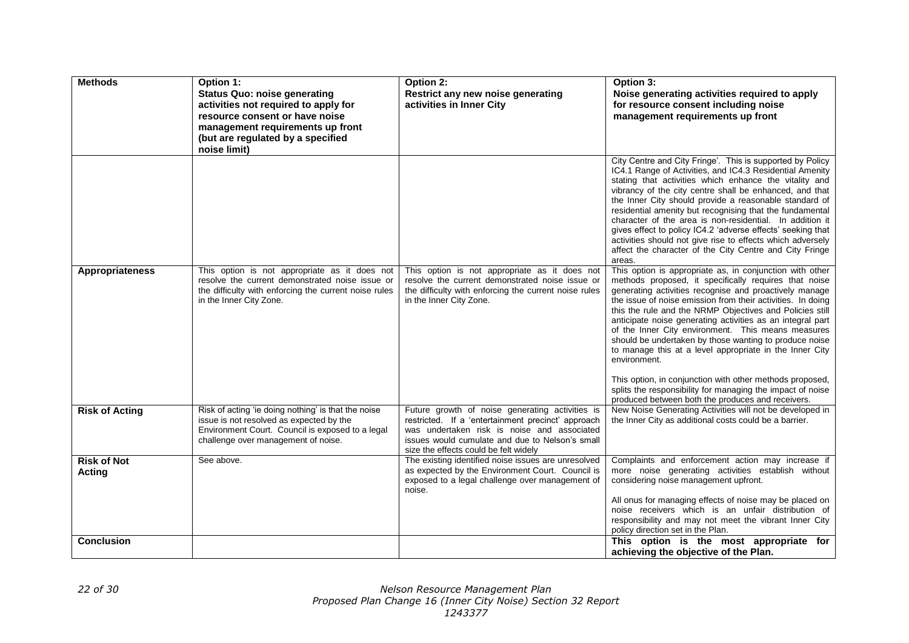| Methods | Option 1: **Status Quo: noise generating activities not required to apply for resource consent or have noise management requirements up front (but are regulated by a specified noise limit)** | Option 2: **Restrict any new noise generating activities in Inner City** | Option 3: **Noise generating activities required to apply for resource consent including noise management requirements up front** |
|---|---|---|---|
| | | | City Centre and City Fringe'. This is supported by Policy IC4.1 Range of Activities, and IC4.3 Residential Amenity stating that activities which enhance the vitality and vibrancy of the city centre shall be enhanced, and that the Inner City should provide a reasonable standard of residential amenity but recognising that the fundamental character of the area is non-residential. In addition it gives effect to policy IC4.2 'adverse effects' seeking that activities should not give rise to effects which adversely affect the character of the City Centre and City Fringe areas. |
| **Appropriateness** | This option is not appropriate as it does not resolve the current demonstrated noise issue or the difficulty with enforcing the current noise rules in the Inner City Zone. | This option is not appropriate as it does not resolve the current demonstrated noise issue or the difficulty with enforcing the current noise rules in the Inner City Zone. | This option is appropriate as, in conjunction with other methods proposed, it specifically requires that noise generating activities recognise and proactively manage the issue of noise emission from their activities. In doing this the rule and the NRMP Objectives and Policies still anticipate noise generating activities as an integral part of the Inner City environment. This means measures should be undertaken by those wanting to produce noise to manage this at a level appropriate in the Inner City environment.<br><br>This option, in conjunction with other methods proposed, splits the responsibility for managing the impact of noise produced between both the produces and receivers. |
| **Risk of Acting** | Risk of acting 'ie doing nothing' is that the noise issue is not resolved as expected by the Environment Court. Council is exposed to a legal challenge over management of noise. | Future growth of noise generating activities is restricted. If a 'entertainment precinct' approach was undertaken risk is noise and associated issues would cumulate and due to Nelson's small size the effects could be felt widely | New Noise Generating Activities will not be developed in the Inner City as additional costs could be a barrier. |
| **Risk of Not Acting** | See above. | The existing identified noise issues are unresolved as expected by the Environment Court. Council is exposed to a legal challenge over management of noise. | Complaints and enforcement action may increase if more noise generating activities establish without considering noise management upfront.<br><br>All onus for managing effects of noise may be placed on noise receivers which is an unfair distribution of responsibility and may not meet the vibrant Inner City policy direction set in the Plan. |
| **Conclusion** | | | **This option is the most appropriate for achieving the objective of the Plan.** |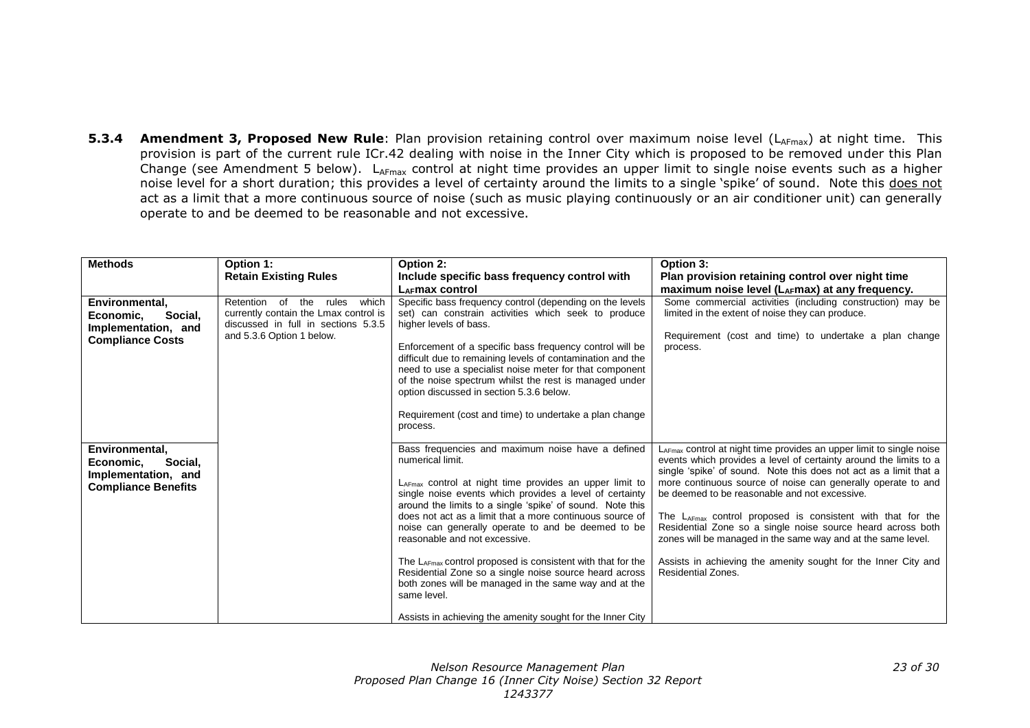**5.3.4 Amendment 3, Proposed New Rule**: Plan provision retaining control over maximum noise level ($L_{AFmax}$) at night time. This provision is part of the current rule ICr.42 dealing with noise in the Inner City which is proposed to be removed under this Plan Change (see Amendment 5 below). $L_{AFmax}$ control at night time provides an upper limit to single noise events such as a higher noise level for a short duration; this provides a level of certainty around the limits to a single 'spike' of sound. Note this does not act as a limit that a more continuous source of noise (such as music playing continuously or an air conditioner unit) can generally operate to and be deemed to be reasonable and not excessive.

| **Methods** | **Option 1: Retain Existing Rules** | **Option 2: Include specific bass frequency control with $L_{AF}$max control** | **Option 3: Plan provision retaining control over night time maximum noise level ($L_{AF}$max) at any frequency.** |
|---|---|---|---|
| **Environmental, Economic, Social, Implementation, and Compliance Costs** | Retention of the rules which currently contain the Lmax control is discussed in full in sections 5.3.5 and 5.3.6 Option 1 below. | Specific bass frequency control (depending on the levels set) can constrain activities which seek to produce higher levels of bass.<br><br>Enforcement of a specific bass frequency control will be difficult due to remaining levels of contamination and the need to use a specialist noise meter for that component of the noise spectrum whilst the rest is managed under option discussed in section 5.3.6 below.<br><br>Requirement (cost and time) to undertake a plan change process. | Some commercial activities (including construction) may be limited in the extent of noise they can produce.<br><br>Requirement (cost and time) to undertake a plan change process. |
| **Environmental, Economic, Social, Implementation, and Compliance Benefits** | | Bass frequencies and maximum noise have a defined numerical limit.<br><br>$L_{AFmax}$ control at night time provides an upper limit to single noise events which provides a level of certainty around the limits to a single 'spike' of sound. Note this does not act as a limit that a more continuous source of noise can generally operate to and be deemed to be reasonable and not excessive.<br><br>The $L_{AFmax}$ control proposed is consistent with that for the Residential Zone so a single noise source heard across both zones will be managed in the same way and at the same level.<br><br>Assists in achieving the amenity sought for the Inner City | $L_{AFmax}$ control at night time provides an upper limit to single noise events which provides a level of certainty around the limits to a single 'spike' of sound. Note this does not act as a limit that a more continuous source of noise can generally operate to and be deemed to be reasonable and not excessive.<br><br>The $L_{AFmax}$ control proposed is consistent with that for the Residential Zone so a single noise source heard across both zones will be managed in the same way and at the same level.<br><br>Assists in achieving the amenity sought for the Inner City and Residential Zones. |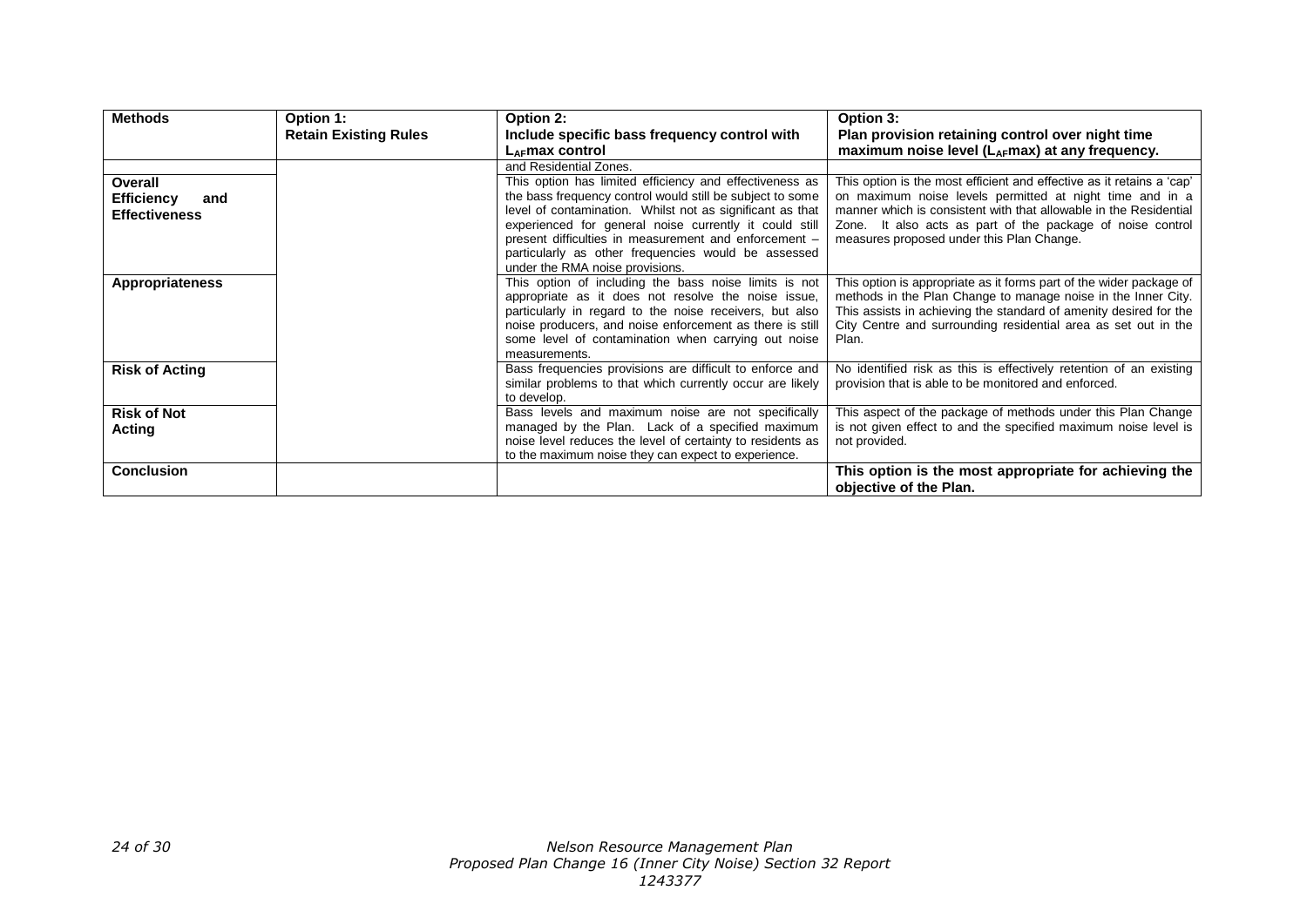| Methods | Option 1: Retain Existing Rules | Option 2: Include specific bass frequency control with $L_{AF}$max control | Option 3: Plan provision retaining control over night time maximum noise level ($L_{AF}$max) at any frequency. |
|---|---|---|---|
| | | and Residential Zones. | |
| **Overall Efficiency and Effectiveness** | | This option has limited efficiency and effectiveness as the bass frequency control would still be subject to some level of contamination. Whilst not as significant as that experienced for general noise currently it could still present difficulties in measurement and enforcement – particularly as other frequencies would be assessed under the RMA noise provisions. | This option is the most efficient and effective as it retains a 'cap' on maximum noise levels permitted at night time and in a manner which is consistent with that allowable in the Residential Zone. It also acts as part of the package of noise control measures proposed under this Plan Change. |
| **Appropriateness** | | This option of including the bass noise limits is not appropriate as it does not resolve the noise issue, particularly in regard to the noise receivers, but also noise producers, and noise enforcement as there is still some level of contamination when carrying out noise measurements. | This option is appropriate as it forms part of the wider package of methods in the Plan Change to manage noise in the Inner City. This assists in achieving the standard of amenity desired for the City Centre and surrounding residential area as set out in the Plan. |
| **Risk of Acting** | | Bass frequencies provisions are difficult to enforce and similar problems to that which currently occur are likely to develop. | No identified risk as this is effectively retention of an existing provision that is able to be monitored and enforced. |
| **Risk of Not Acting** | | Bass levels and maximum noise are not specifically managed by the Plan. Lack of a specified maximum noise level reduces the level of certainty to residents as to the maximum noise they can expect to experience. | This aspect of the package of methods under this Plan Change is not given effect to and the specified maximum noise level is not provided. |
| **Conclusion** | | | **This option is the most appropriate for achieving the objective of the Plan.** |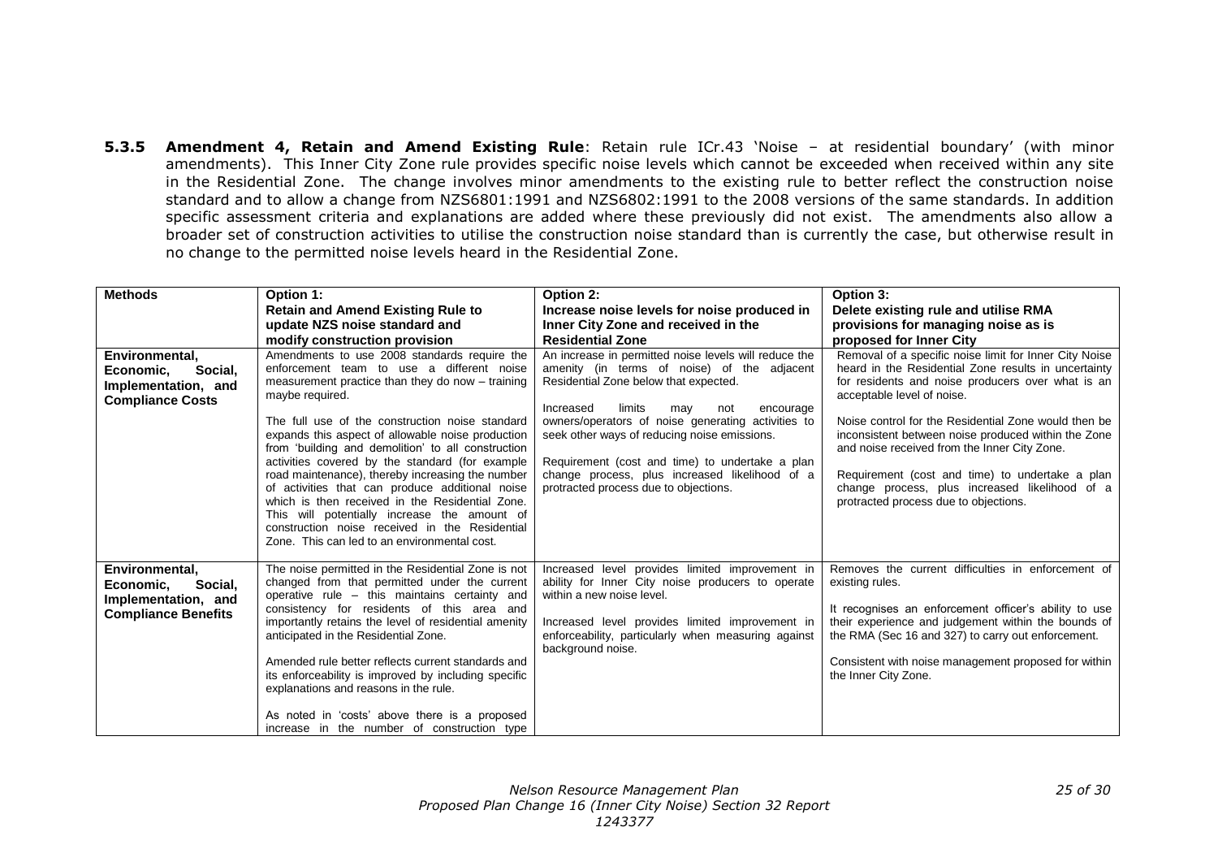**5.3.5 Amendment 4, Retain and Amend Existing Rule**: Retain rule ICr.43 'Noise – at residential boundary' (with minor amendments). This Inner City Zone rule provides specific noise levels which cannot be exceeded when received within any site in the Residential Zone. The change involves minor amendments to the existing rule to better reflect the construction noise standard and to allow a change from NZS6801:1991 and NZS6802:1991 to the 2008 versions of the same standards. In addition specific assessment criteria and explanations are added where these previously did not exist. The amendments also allow a broader set of construction activities to utilise the construction noise standard than is currently the case, but otherwise result in no change to the permitted noise levels heard in the Residential Zone.

| **Methods** | **Option 1: Retain and Amend Existing Rule to update NZS noise standard and modify construction provision** | **Option 2: Increase noise levels for noise produced in Inner City Zone and received in the Residential Zone** | **Option 3: Delete existing rule and utilise RMA provisions for managing noise as is proposed for Inner City** |
|---|---|---|---|
| **Environmental, Economic, Social, Implementation, and Compliance Costs** | Amendments to use 2008 standards require the enforcement team to use a different noise measurement practice than they do now – training maybe required.<br><br>The full use of the construction noise standard expands this aspect of allowable noise production from 'building and demolition' to all construction activities covered by the standard (for example road maintenance), thereby increasing the number of activities that can produce additional noise which is then received in the Residential Zone. This will potentially increase the amount of construction noise received in the Residential Zone. This can led to an environmental cost. | An increase in permitted noise levels will reduce the amenity (in terms of noise) of the adjacent Residential Zone below that expected.<br><br>Increased limits may not encourage owners/operators of noise generating activities to seek other ways of reducing noise emissions.<br><br>Requirement (cost and time) to undertake a plan change process, plus increased likelihood of a protracted process due to objections. | Removal of a specific noise limit for Inner City Noise heard in the Residential Zone results in uncertainty for residents and noise producers over what is an acceptable level of noise.<br><br>Noise control for the Residential Zone would then be inconsistent between noise produced within the Zone and noise received from the Inner City Zone.<br><br>Requirement (cost and time) to undertake a plan change process, plus increased likelihood of a protracted process due to objections. |
| **Environmental, Economic, Social, Implementation, and Compliance Benefits** | The noise permitted in the Residential Zone is not changed from that permitted under the current operative rule – this maintains certainty and consistency for residents of this area and importantly retains the level of residential amenity anticipated in the Residential Zone.<br><br>Amended rule better reflects current standards and its enforceability is improved by including specific explanations and reasons in the rule.<br><br>As noted in 'costs' above there is a proposed increase in the number of construction type | Increased level provides limited improvement in ability for Inner City noise producers to operate within a new noise level.<br><br>Increased level provides limited improvement in enforceability, particularly when measuring against background noise. | Removes the current difficulties in enforcement of existing rules.<br><br>It recognises an enforcement officer's ability to use their experience and judgement within the bounds of the RMA (Sec 16 and 327) to carry out enforcement.<br><br>Consistent with noise management proposed for within the Inner City Zone. |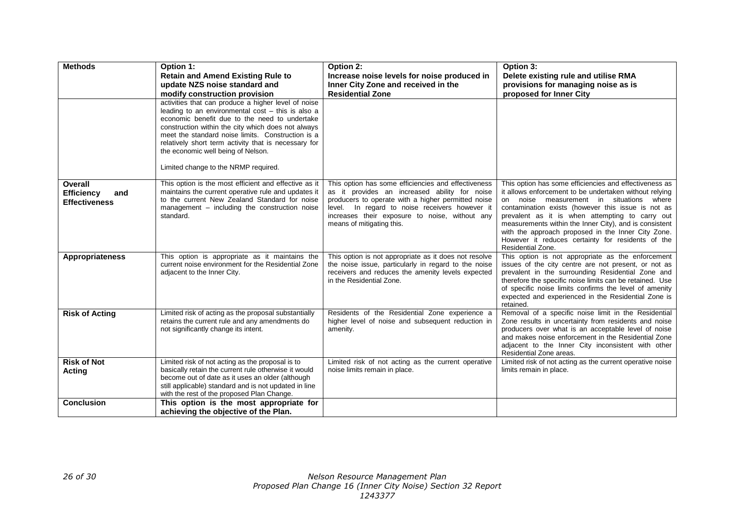| Methods | Option 1: **Retain and Amend Existing Rule to update NZS noise standard and modify construction provision** | Option 2: **Increase noise levels for noise produced in Inner City Zone and received in the Residential Zone** | Option 3: **Delete existing rule and utilise RMA provisions for managing noise as is proposed for Inner City** |
|---|---|---|---|
| | activities that can produce a higher level of noise leading to an environmental cost – this is also a economic benefit due to the need to undertake construction within the city which does not always meet the standard noise limits. Construction is a relatively short term activity that is necessary for the economic well being of Nelson.<br><br>Limited change to the NRMP required. | | |
| **Overall Efficiency and Effectiveness** | This option is the most efficient and effective as it maintains the current operative rule and updates it to the current New Zealand Standard for noise management – including the construction noise standard. | This option has some efficiencies and effectiveness as it provides an increased ability for noise producers to operate with a higher permitted noise level. In regard to noise receivers however it increases their exposure to noise, without any means of mitigating this. | This option has some efficiencies and effectiveness as it allows enforcement to be undertaken without relying on noise measurement in situations where contamination exists (however this issue is not as prevalent as it is when attempting to carry out measurements within the Inner City), and is consistent with the approach proposed in the Inner City Zone. However it reduces certainty for residents of the Residential Zone. |
| **Appropriateness** | This option is appropriate as it maintains the current noise environment for the Residential Zone adjacent to the Inner City. | This option is not appropriate as it does not resolve the noise issue, particularly in regard to the noise receivers and reduces the amenity levels expected in the Residential Zone. | This option is not appropriate as the enforcement issues of the city centre are not present, or not as prevalent in the surrounding Residential Zone and therefore the specific noise limits can be retained. Use of specific noise limits confirms the level of amenity expected and experienced in the Residential Zone is retained. |
| **Risk of Acting** | Limited risk of acting as the proposal substantially retains the current rule and any amendments do not significantly change its intent. | Residents of the Residential Zone experience a higher level of noise and subsequent reduction in amenity. | Removal of a specific noise limit in the Residential Zone results in uncertainty from residents and noise producers over what is an acceptable level of noise and makes noise enforcement in the Residential Zone adjacent to the Inner City inconsistent with other Residential Zone areas. |
| **Risk of Not Acting** | Limited risk of not acting as the proposal is to basically retain the current rule otherwise it would become out of date as it uses an older (although still applicable) standard and is not updated in line with the rest of the proposed Plan Change. | Limited risk of not acting as the current operative noise limits remain in place. | Limited risk of not acting as the current operative noise limits remain in place. |
| **Conclusion** | **This option is the most appropriate for achieving the objective of the Plan.** | | |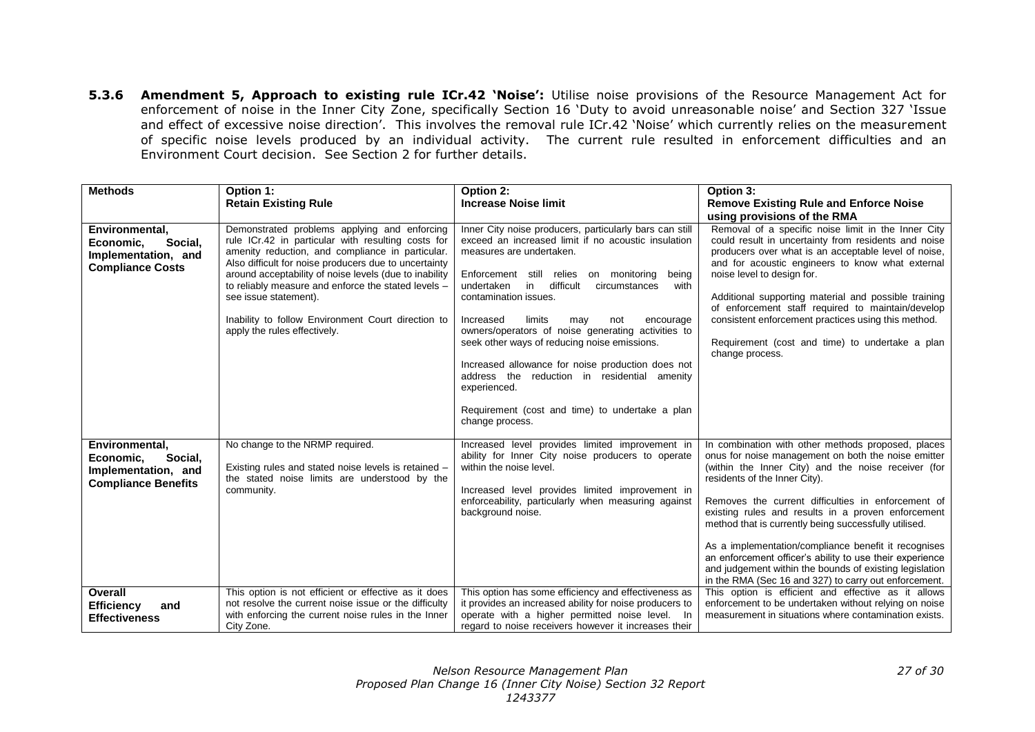**5.3.6 Amendment 5, Approach to existing rule ICr.42 'Noise':** Utilise noise provisions of the Resource Management Act for enforcement of noise in the Inner City Zone, specifically Section 16 'Duty to avoid unreasonable noise' and Section 327 'Issue and effect of excessive noise direction'. This involves the removal rule ICr.42 'Noise' which currently relies on the measurement of specific noise levels produced by an individual activity. The current rule resulted in enforcement difficulties and an Environment Court decision. See Section 2 for further details.

| **Methods** | **Option 1: Retain Existing Rule** | **Option 2: Increase Noise limit** | **Option 3: Remove Existing Rule and Enforce Noise using provisions of the RMA** |
|---|---|---|---|
| **Environmental, Economic, Social, Implementation, and Compliance Costs** | Demonstrated problems applying and enforcing rule ICr.42 in particular with resulting costs for amenity reduction, and compliance in particular. Also difficult for noise producers due to uncertainty around acceptability of noise levels (due to inability to reliably measure and enforce the stated levels – see issue statement).<br><br>Inability to follow Environment Court direction to apply the rules effectively. | Inner City noise producers, particularly bars can still exceed an increased limit if no acoustic insulation measures are undertaken.<br><br>Enforcement still relies on monitoring being undertaken in difficult circumstances with contamination issues.<br><br>Increased limits may not encourage owners/operators of noise generating activities to seek other ways of reducing noise emissions.<br><br>Increased allowance for noise production does not address the reduction in residential amenity experienced.<br><br>Requirement (cost and time) to undertake a plan change process. | Removal of a specific noise limit in the Inner City could result in uncertainty from residents and noise producers over what is an acceptable level of noise, and for acoustic engineers to know what external noise level to design for.<br><br>Additional supporting material and possible training of enforcement staff required to maintain/develop consistent enforcement practices using this method.<br><br>Requirement (cost and time) to undertake a plan change process. |
| **Environmental, Economic, Social, Implementation, and Compliance Benefits** | No change to the NRMP required.<br><br>Existing rules and stated noise levels is retained – the stated noise limits are understood by the community. | Increased level provides limited improvement in ability for Inner City noise producers to operate within the noise level.<br><br>Increased level provides limited improvement in enforceability, particularly when measuring against background noise. | In combination with other methods proposed, places onus for noise management on both the noise emitter (within the Inner City) and the noise receiver (for residents of the Inner City).<br><br>Removes the current difficulties in enforcement of existing rules and results in a proven enforcement method that is currently being successfully utilised.<br><br>As a implementation/compliance benefit it recognises an enforcement officer's ability to use their experience and judgement within the bounds of existing legislation in the RMA (Sec 16 and 327) to carry out enforcement. |
| **Overall Efficiency and Effectiveness** | This option is not efficient or effective as it does not resolve the current noise issue or the difficulty with enforcing the current noise rules in the Inner City Zone. | This option has some efficiency and effectiveness as it provides an increased ability for noise producers to operate with a higher permitted noise level. In regard to noise receivers however it increases their | This option is efficient and effective as it allows enforcement to be undertaken without relying on noise measurement in situations where contamination exists. |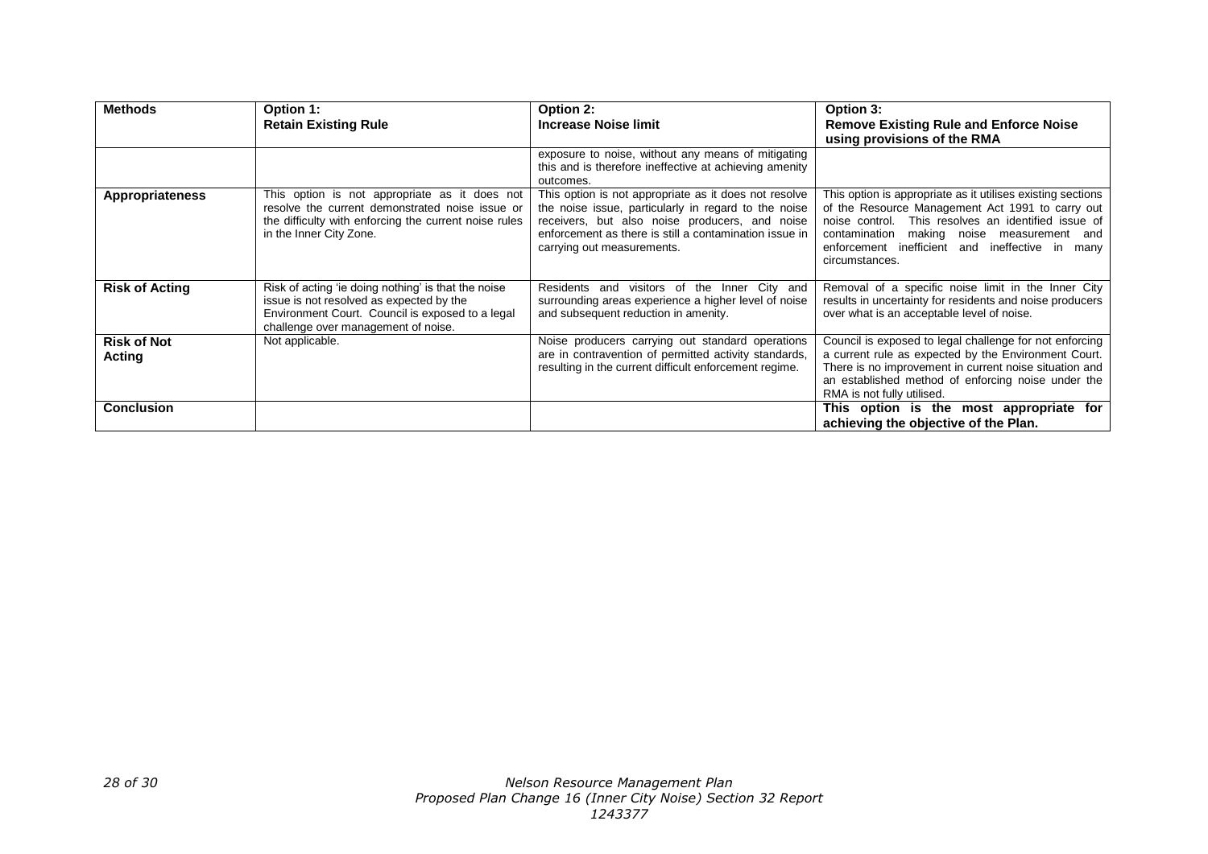| Methods | Option 1: **Retain Existing Rule** | Option 2: **Increase Noise limit** | Option 3: **Remove Existing Rule and Enforce Noise using provisions of the RMA** |
|---|---|---|---|
| | | exposure to noise, without any means of mitigating this and is therefore ineffective at achieving amenity outcomes. | |
| **Appropriateness** | This option is not appropriate as it does not resolve the current demonstrated noise issue or the difficulty with enforcing the current noise rules in the Inner City Zone. | This option is not appropriate as it does not resolve the noise issue, particularly in regard to the noise receivers, but also noise producers, and noise enforcement as there is still a contamination issue in carrying out measurements. | This option is appropriate as it utilises existing sections of the Resource Management Act 1991 to carry out noise control. This resolves an identified issue of contamination making noise measurement and enforcement inefficient and ineffective in many circumstances. |
| **Risk of Acting** | Risk of acting 'ie doing nothing' is that the noise issue is not resolved as expected by the Environment Court. Council is exposed to a legal challenge over management of noise. | Residents and visitors of the Inner City and surrounding areas experience a higher level of noise and subsequent reduction in amenity. | Removal of a specific noise limit in the Inner City results in uncertainty for residents and noise producers over what is an acceptable level of noise. |
| **Risk of Not Acting** | Not applicable. | Noise producers carrying out standard operations are in contravention of permitted activity standards, resulting in the current difficult enforcement regime. | Council is exposed to legal challenge for not enforcing a current rule as expected by the Environment Court. There is no improvement in current noise situation and an established method of enforcing noise under the RMA is not fully utilised. |
| **Conclusion** | | | **This option is the most appropriate for achieving the objective of the Plan.** |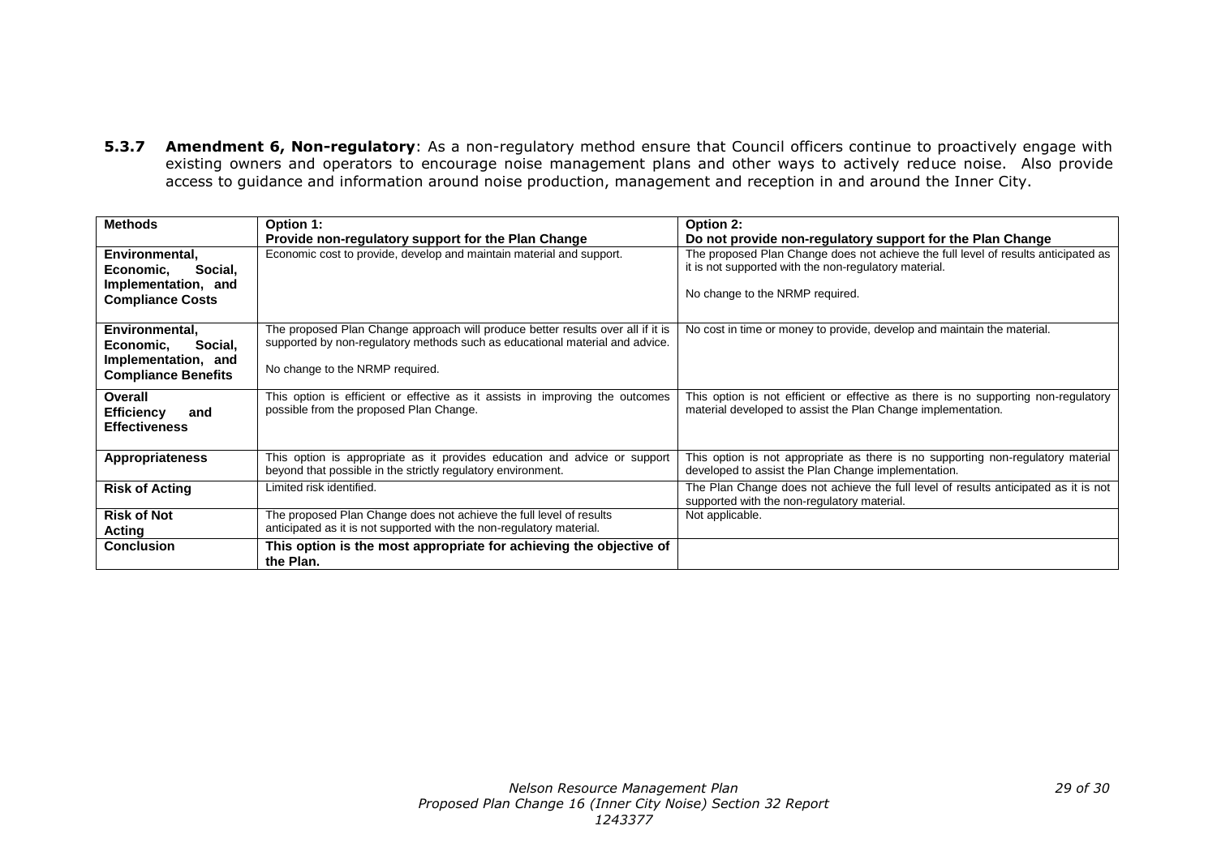**5.3.7 Amendment 6, Non-regulatory**: As a non-regulatory method ensure that Council officers continue to proactively engage with existing owners and operators to encourage noise management plans and other ways to actively reduce noise. Also provide access to guidance and information around noise production, management and reception in and around the Inner City.

| **Methods** | **Option 1:**<br>**Provide non-regulatory support for the Plan Change** | **Option 2:**<br>**Do not provide non-regulatory support for the Plan Change** |
|---|---|---|
| **Environmental, Economic, Social, Implementation, and Compliance Costs** | Economic cost to provide, develop and maintain material and support. | The proposed Plan Change does not achieve the full level of results anticipated as it is not supported with the non-regulatory material.<br><br>No change to the NRMP required. |
| **Environmental, Economic, Social, Implementation, and Compliance Benefits** | The proposed Plan Change approach will produce better results over all if it is supported by non-regulatory methods such as educational material and advice.<br><br>No change to the NRMP required. | No cost in time or money to provide, develop and maintain the material. |
| **Overall Efficiency and Effectiveness** | This option is efficient or effective as it assists in improving the outcomes possible from the proposed Plan Change. | This option is not efficient or effective as there is no supporting non-regulatory material developed to assist the Plan Change implementation. |
| **Appropriateness** | This option is appropriate as it provides education and advice or support beyond that possible in the strictly regulatory environment. | This option is not appropriate as there is no supporting non-regulatory material developed to assist the Plan Change implementation. |
| **Risk of Acting** | Limited risk identified. | The Plan Change does not achieve the full level of results anticipated as it is not supported with the non-regulatory material. |
| **Risk of Not Acting** | The proposed Plan Change does not achieve the full level of results anticipated as it is not supported with the non-regulatory material. | Not applicable. |
| **Conclusion** | **This option is the most appropriate for achieving the objective of the Plan.** | |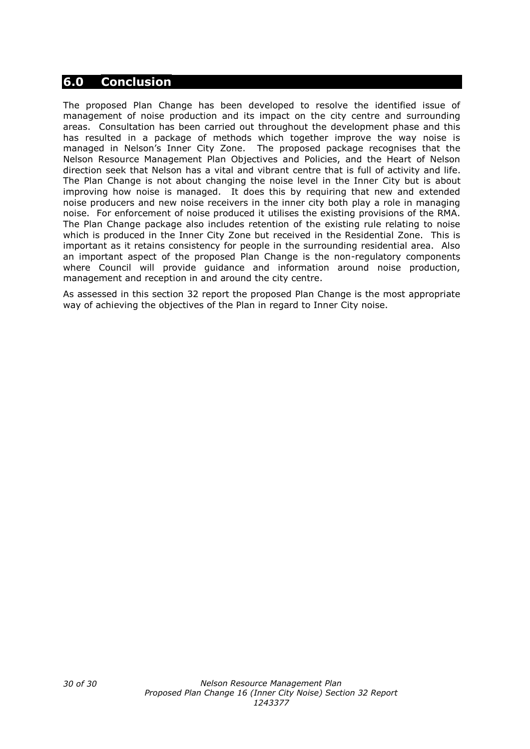# 6.0 Conclusion

The proposed Plan Change has been developed to resolve the identified issue of management of noise production and its impact on the city centre and surrounding areas. Consultation has been carried out throughout the development phase and this has resulted in a package of methods which together improve the way noise is managed in Nelson's Inner City Zone. The proposed package recognises that the Nelson Resource Management Plan Objectives and Policies, and the Heart of Nelson direction seek that Nelson has a vital and vibrant centre that is full of activity and life. The Plan Change is not about changing the noise level in the Inner City but is about improving how noise is managed. It does this by requiring that new and extended noise producers and new noise receivers in the inner city both play a role in managing noise. For enforcement of noise produced it utilises the existing provisions of the RMA. The Plan Change package also includes retention of the existing rule relating to noise which is produced in the Inner City Zone but received in the Residential Zone. This is important as it retains consistency for people in the surrounding residential area. Also an important aspect of the proposed Plan Change is the non-regulatory components where Council will provide guidance and information around noise production, management and reception in and around the city centre.

As assessed in this section 32 report the proposed Plan Change is the most appropriate way of achieving the objectives of the Plan in regard to Inner City noise.